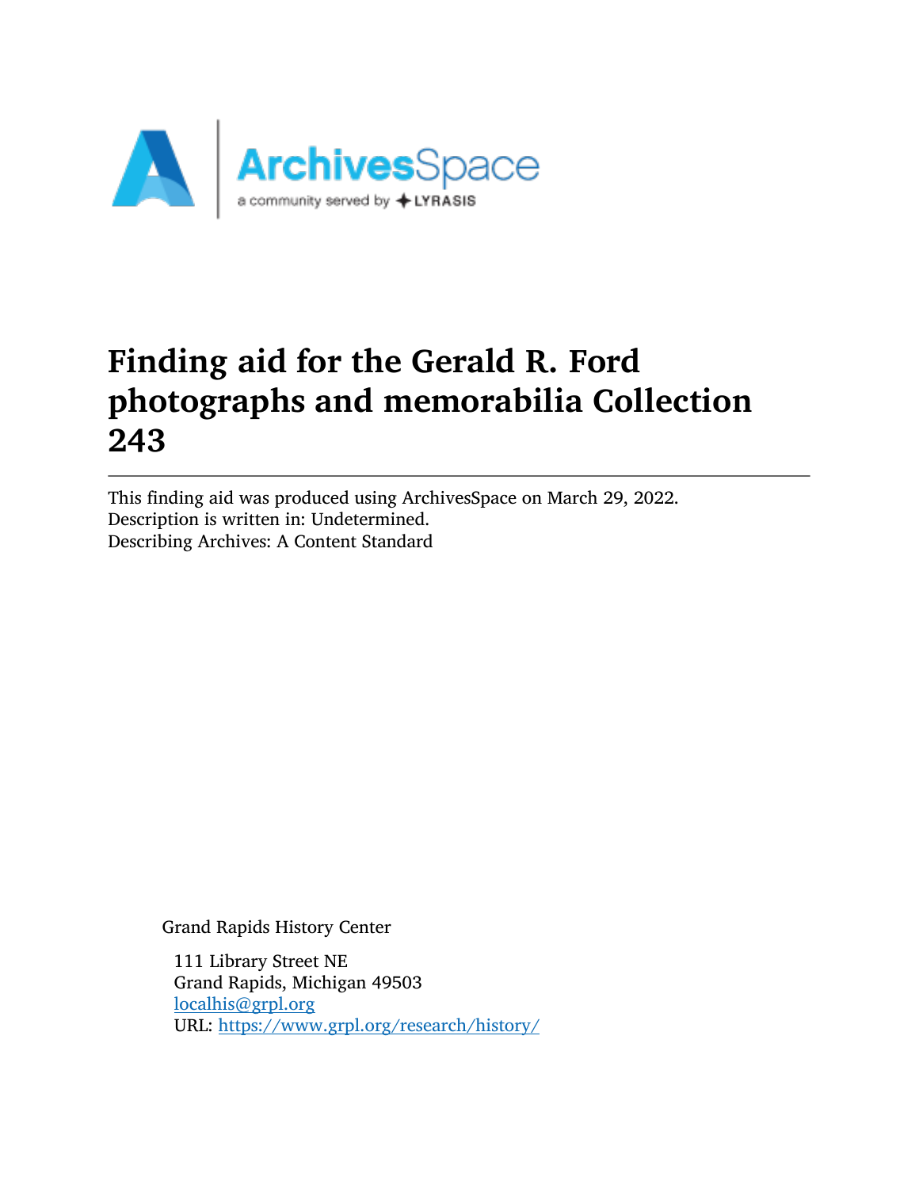# Finding aid for the Gerald R. Ford photographs and memorabilia Collection 243

This finding aid was produced using ArchivesSpace on March 29, 2022.
Description is written in: Undetermined.
Describing Archives: A Content Standard

Grand Rapids History Center

111 Library Street NE
Grand Rapids, Michigan 49503
localhis@grpl.org
URL: https://www.grpl.org/research/history/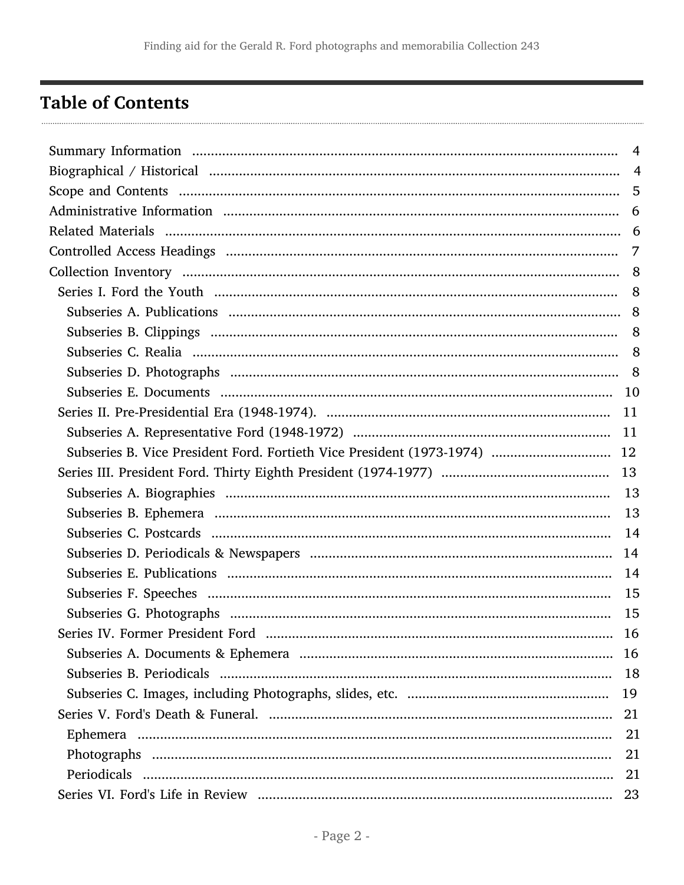## Table of Contents

- Summary Information ..... 4
- Biographical / Historical ..... 4
- Scope and Contents ..... 5
- Administrative Information ..... 6
- Related Materials ..... 6
- Controlled Access Headings ..... 7
- Collection Inventory ..... 8
  - Series I. Ford the Youth ..... 8
    - Subseries A. Publications ..... 8
    - Subseries B. Clippings ..... 8
    - Subseries C. Realia ..... 8
    - Subseries D. Photographs ..... 8
    - Subseries E. Documents ..... 10
  - Series II. Pre-Presidential Era (1948-1974). ..... 11
    - Subseries A. Representative Ford (1948-1972) ..... 11
    - Subseries B. Vice President Ford. Fortieth Vice President (1973-1974) ..... 12
  - Series III. President Ford. Thirty Eighth President (1974-1977) ..... 13
    - Subseries A. Biographies ..... 13
    - Subseries B. Ephemera ..... 13
    - Subseries C. Postcards ..... 14
    - Subseries D. Periodicals & Newspapers ..... 14
    - Subseries E. Publications ..... 14
    - Subseries F. Speeches ..... 15
    - Subseries G. Photographs ..... 15
  - Series IV. Former President Ford ..... 16
    - Subseries A. Documents & Ephemera ..... 16
    - Subseries B. Periodicals ..... 18
    - Subseries C. Images, including Photographs, slides, etc. ..... 19
  - Series V. Ford's Death & Funeral. ..... 21
    - Ephemera ..... 21
    - Photographs ..... 21
    - Periodicals ..... 21
  - Series VI. Ford's Life in Review ..... 23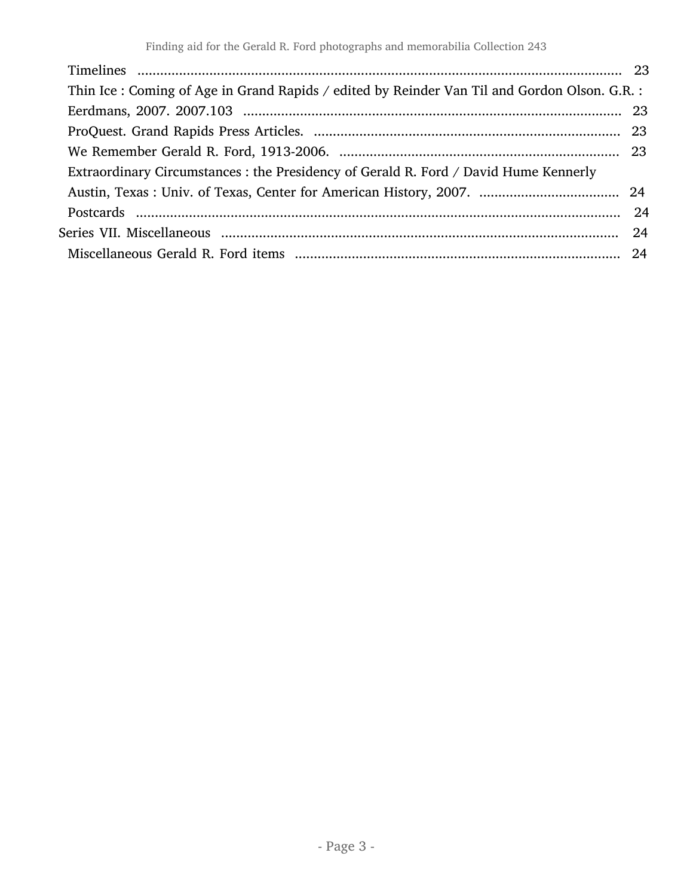- Timelines ........ 23
- Thin Ice : Coming of Age in Grand Rapids / edited by Reinder Van Til and Gordon Olson. G.R. : Eerdmans, 2007. 2007.103 ........ 23
- ProQuest. Grand Rapids Press Articles. ........ 23
- We Remember Gerald R. Ford, 1913-2006. ........ 23
- Extraordinary Circumstances : the Presidency of Gerald R. Ford / David Hume Kennerly Austin, Texas : Univ. of Texas, Center for American History, 2007. ........ 24
- Postcards ........ 24

Series VII. Miscellaneous ........ 24

- Miscellaneous Gerald R. Ford items ........ 24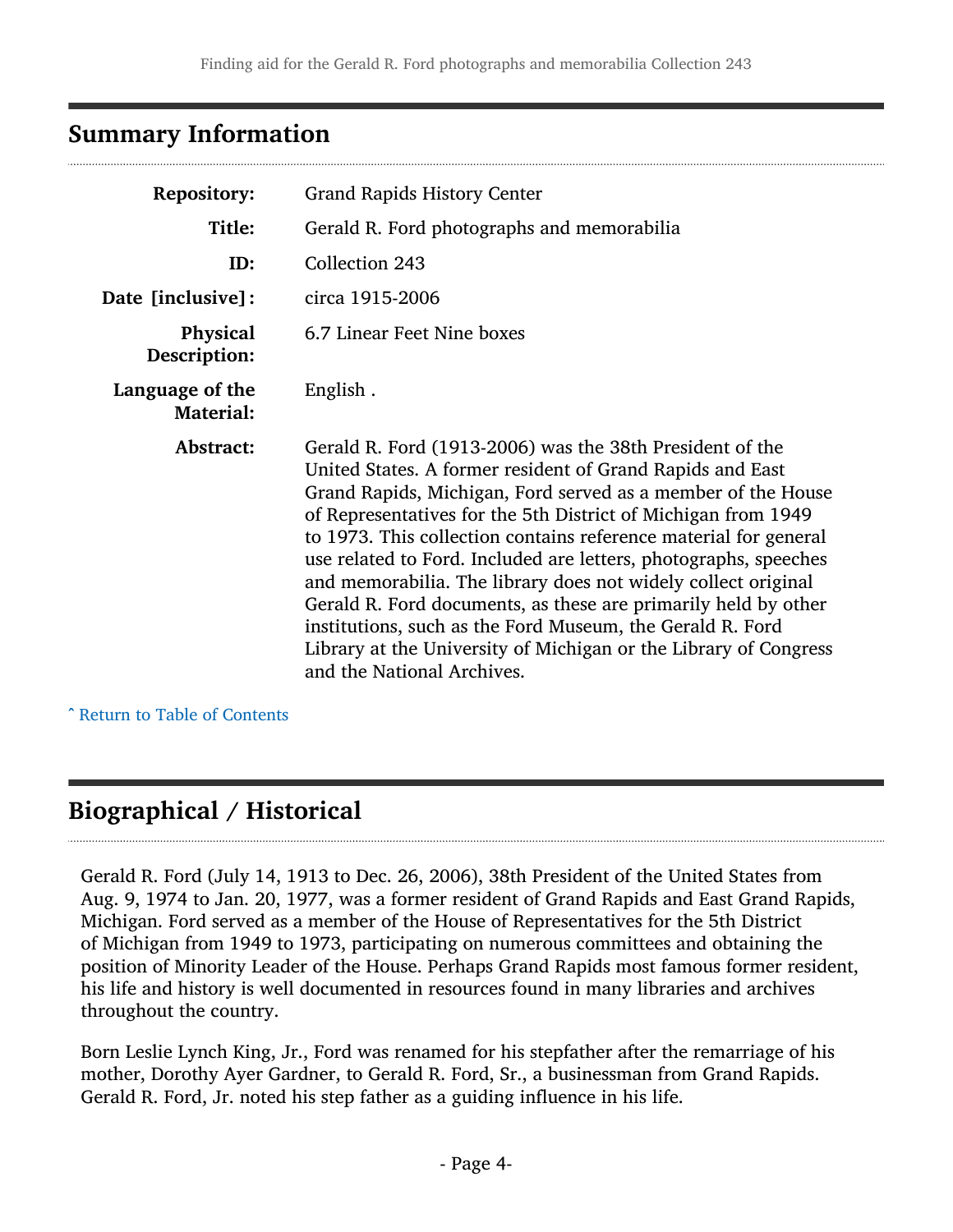## Summary Information

| | |
|---|---|
| **Repository:** | Grand Rapids History Center |
| **Title:** | Gerald R. Ford photographs and memorabilia |
| **ID:** | Collection 243 |
| **Date [inclusive]:** | circa 1915-2006 |
| **Physical Description:** | 6.7 Linear Feet Nine boxes |
| **Language of the Material:** | English . |
| **Abstract:** | Gerald R. Ford (1913-2006) was the 38th President of the United States. A former resident of Grand Rapids and East Grand Rapids, Michigan, Ford served as a member of the House of Representatives for the 5th District of Michigan from 1949 to 1973. This collection contains reference material for general use related to Ford. Included are letters, photographs, speeches and memorabilia. The library does not widely collect original Gerald R. Ford documents, as these are primarily held by other institutions, such as the Ford Museum, the Gerald R. Ford Library at the University of Michigan or the Library of Congress and the National Archives. |

ˆ Return to Table of Contents

## Biographical / Historical

Gerald R. Ford (July 14, 1913 to Dec. 26, 2006), 38th President of the United States from Aug. 9, 1974 to Jan. 20, 1977, was a former resident of Grand Rapids and East Grand Rapids, Michigan. Ford served as a member of the House of Representatives for the 5th District of Michigan from 1949 to 1973, participating on numerous committees and obtaining the position of Minority Leader of the House. Perhaps Grand Rapids most famous former resident, his life and history is well documented in resources found in many libraries and archives throughout the country.

Born Leslie Lynch King, Jr., Ford was renamed for his stepfather after the remarriage of his mother, Dorothy Ayer Gardner, to Gerald R. Ford, Sr., a businessman from Grand Rapids. Gerald R. Ford, Jr. noted his step father as a guiding influence in his life.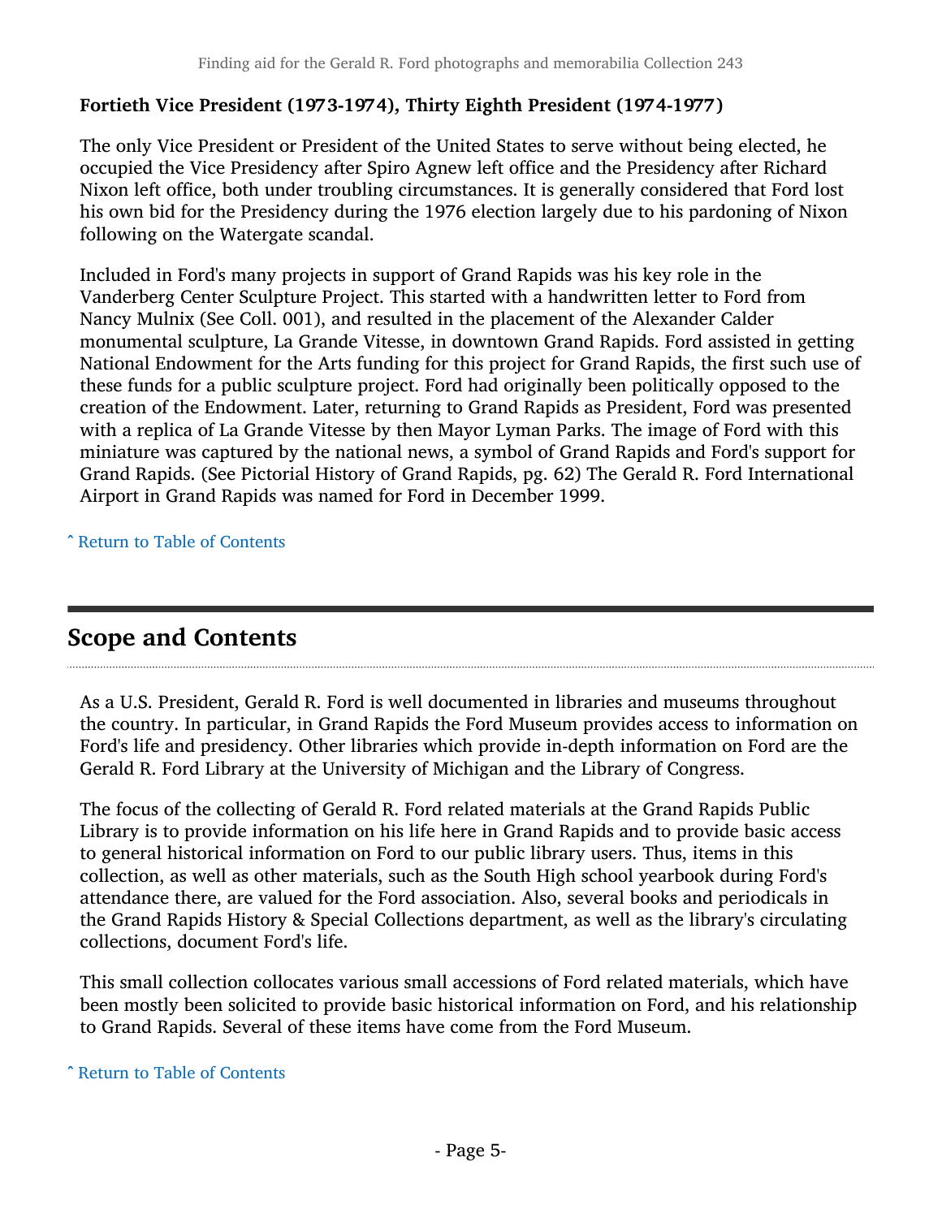**Fortieth Vice President (1973-1974), Thirty Eighth President (1974-1977)**

The only Vice President or President of the United States to serve without being elected, he occupied the Vice Presidency after Spiro Agnew left office and the Presidency after Richard Nixon left office, both under troubling circumstances. It is generally considered that Ford lost his own bid for the Presidency during the 1976 election largely due to his pardoning of Nixon following on the Watergate scandal.

Included in Ford's many projects in support of Grand Rapids was his key role in the Vanderberg Center Sculpture Project. This started with a handwritten letter to Ford from Nancy Mulnix (See Coll. 001), and resulted in the placement of the Alexander Calder monumental sculpture, La Grande Vitesse, in downtown Grand Rapids. Ford assisted in getting National Endowment for the Arts funding for this project for Grand Rapids, the first such use of these funds for a public sculpture project. Ford had originally been politically opposed to the creation of the Endowment. Later, returning to Grand Rapids as President, Ford was presented with a replica of La Grande Vitesse by then Mayor Lyman Parks. The image of Ford with this miniature was captured by the national news, a symbol of Grand Rapids and Ford's support for Grand Rapids. (See Pictorial History of Grand Rapids, pg. 62) The Gerald R. Ford International Airport in Grand Rapids was named for Ford in December 1999.

ˆ Return to Table of Contents

## Scope and Contents

As a U.S. President, Gerald R. Ford is well documented in libraries and museums throughout the country. In particular, in Grand Rapids the Ford Museum provides access to information on Ford's life and presidency. Other libraries which provide in-depth information on Ford are the Gerald R. Ford Library at the University of Michigan and the Library of Congress.

The focus of the collecting of Gerald R. Ford related materials at the Grand Rapids Public Library is to provide information on his life here in Grand Rapids and to provide basic access to general historical information on Ford to our public library users. Thus, items in this collection, as well as other materials, such as the South High school yearbook during Ford's attendance there, are valued for the Ford association. Also, several books and periodicals in the Grand Rapids History & Special Collections department, as well as the library's circulating collections, document Ford's life.

This small collection collocates various small accessions of Ford related materials, which have been mostly been solicited to provide basic historical information on Ford, and his relationship to Grand Rapids. Several of these items have come from the Ford Museum.

ˆ Return to Table of Contents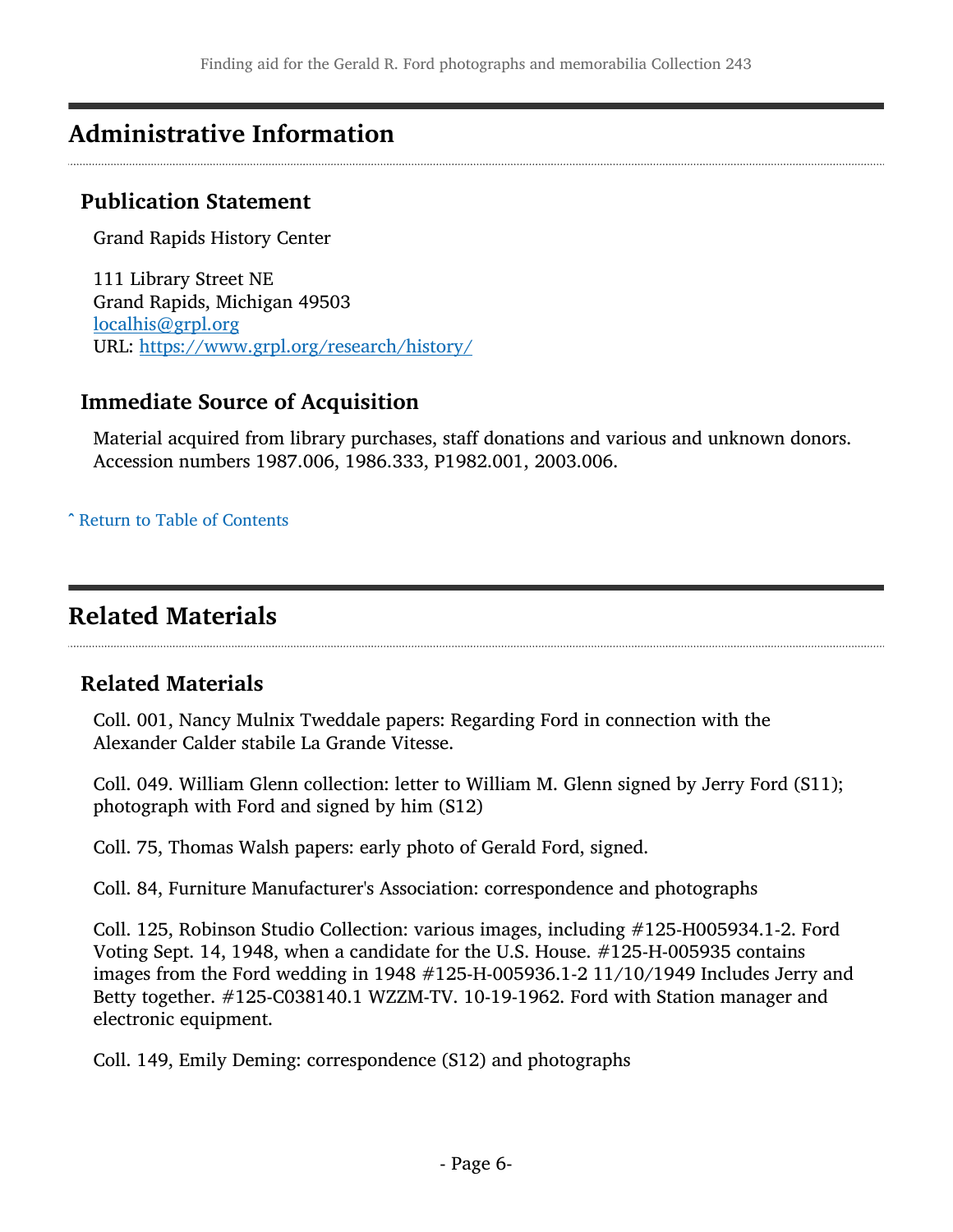## Administrative Information

### Publication Statement

Grand Rapids History Center

111 Library Street NE
Grand Rapids, Michigan 49503
localhis@grpl.org
URL: https://www.grpl.org/research/history/

### Immediate Source of Acquisition

Material acquired from library purchases, staff donations and various and unknown donors. Accession numbers 1987.006, 1986.333, P1982.001, 2003.006.

ˆ Return to Table of Contents

## Related Materials

### Related Materials

Coll. 001, Nancy Mulnix Tweddale papers: Regarding Ford in connection with the Alexander Calder stabile La Grande Vitesse.

Coll. 049. William Glenn collection: letter to William M. Glenn signed by Jerry Ford (S11); photograph with Ford and signed by him (S12)

Coll. 75, Thomas Walsh papers: early photo of Gerald Ford, signed.

Coll. 84, Furniture Manufacturer's Association: correspondence and photographs

Coll. 125, Robinson Studio Collection: various images, including #125-H005934.1-2. Ford Voting Sept. 14, 1948, when a candidate for the U.S. House. #125-H-005935 contains images from the Ford wedding in 1948 #125-H-005936.1-2 11/10/1949 Includes Jerry and Betty together. #125-C038140.1 WZZM-TV. 10-19-1962. Ford with Station manager and electronic equipment.

Coll. 149, Emily Deming: correspondence (S12) and photographs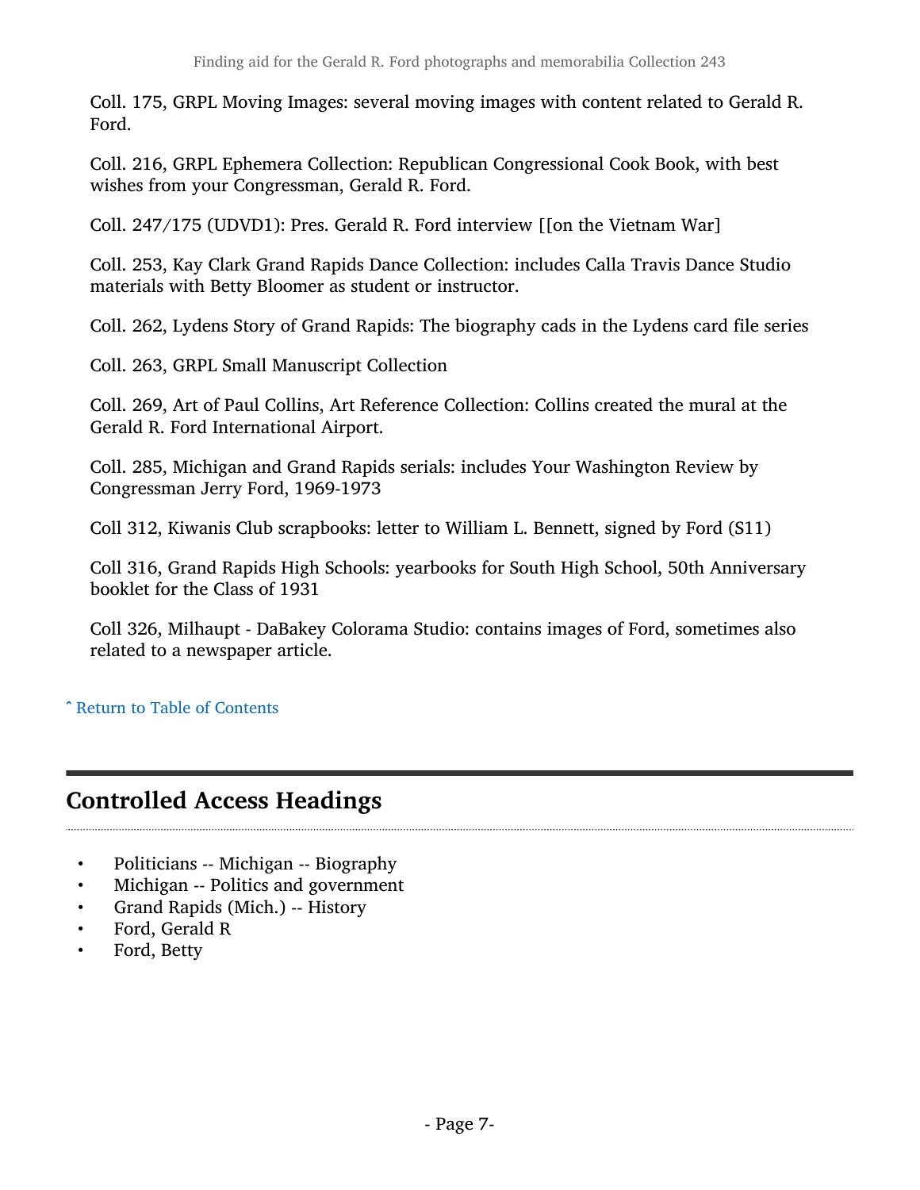Coll. 175, GRPL Moving Images: several moving images with content related to Gerald R. Ford.

Coll. 216, GRPL Ephemera Collection: Republican Congressional Cook Book, with best wishes from your Congressman, Gerald R. Ford.

Coll. 247/175 (UDVD1): Pres. Gerald R. Ford interview [[on the Vietnam War]

Coll. 253, Kay Clark Grand Rapids Dance Collection: includes Calla Travis Dance Studio materials with Betty Bloomer as student or instructor.

Coll. 262, Lydens Story of Grand Rapids: The biography cads in the Lydens card file series

Coll. 263, GRPL Small Manuscript Collection

Coll. 269, Art of Paul Collins, Art Reference Collection: Collins created the mural at the Gerald R. Ford International Airport.

Coll. 285, Michigan and Grand Rapids serials: includes Your Washington Review by Congressman Jerry Ford, 1969-1973

Coll 312, Kiwanis Club scrapbooks: letter to William L. Bennett, signed by Ford (S11)

Coll 316, Grand Rapids High Schools: yearbooks for South High School, 50th Anniversary booklet for the Class of 1931

Coll 326, Milhaupt - DaBakey Colorama Studio: contains images of Ford, sometimes also related to a newspaper article.

ˆ Return to Table of Contents

## Controlled Access Headings

- Politicians -- Michigan -- Biography
- Michigan -- Politics and government
- Grand Rapids (Mich.) -- History
- Ford, Gerald R
- Ford, Betty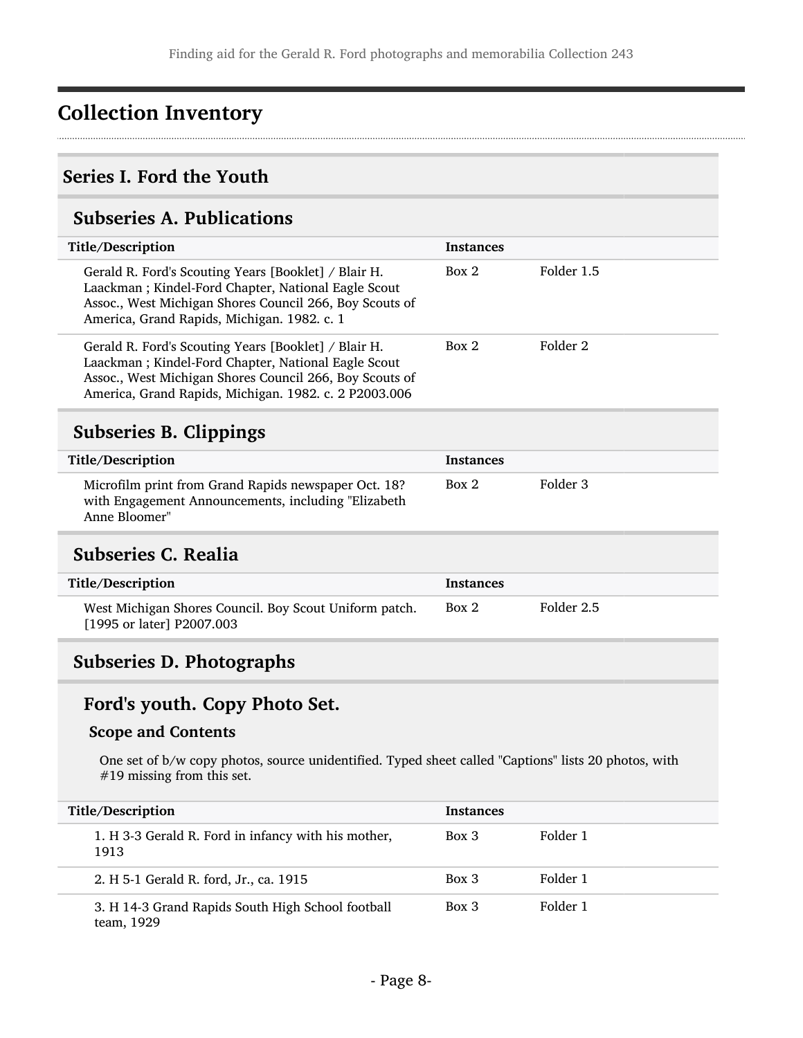# Collection Inventory

## Series I. Ford the Youth

### Subseries A. Publications

| Title/Description | Instances | |
|---|---|---|
| Gerald R. Ford's Scouting Years [Booklet] / Blair H. Laackman ; Kindel-Ford Chapter, National Eagle Scout Assoc., West Michigan Shores Council 266, Boy Scouts of America, Grand Rapids, Michigan. 1982. c. 1 | Box 2 | Folder 1.5 |
| Gerald R. Ford's Scouting Years [Booklet] / Blair H. Laackman ; Kindel-Ford Chapter, National Eagle Scout Assoc., West Michigan Shores Council 266, Boy Scouts of America, Grand Rapids, Michigan. 1982. c. 2 P2003.006 | Box 2 | Folder 2 |

### Subseries B. Clippings

| Title/Description | Instances | |
|---|---|---|
| Microfilm print from Grand Rapids newspaper Oct. 18? with Engagement Announcements, including "Elizabeth Anne Bloomer" | Box 2 | Folder 3 |

### Subseries C. Realia

| Title/Description | Instances | |
|---|---|---|
| West Michigan Shores Council. Boy Scout Uniform patch. [1995 or later] P2007.003 | Box 2 | Folder 2.5 |

### Subseries D. Photographs

#### Ford's youth. Copy Photo Set.

**Scope and Contents**

One set of b/w copy photos, source unidentified. Typed sheet called "Captions" lists 20 photos, with #19 missing from this set.

| Title/Description | Instances | |
|---|---|---|
| 1. H 3-3 Gerald R. Ford in infancy with his mother, 1913 | Box 3 | Folder 1 |
| 2. H 5-1 Gerald R. ford, Jr., ca. 1915 | Box 3 | Folder 1 |
| 3. H 14-3 Grand Rapids South High School football team, 1929 | Box 3 | Folder 1 |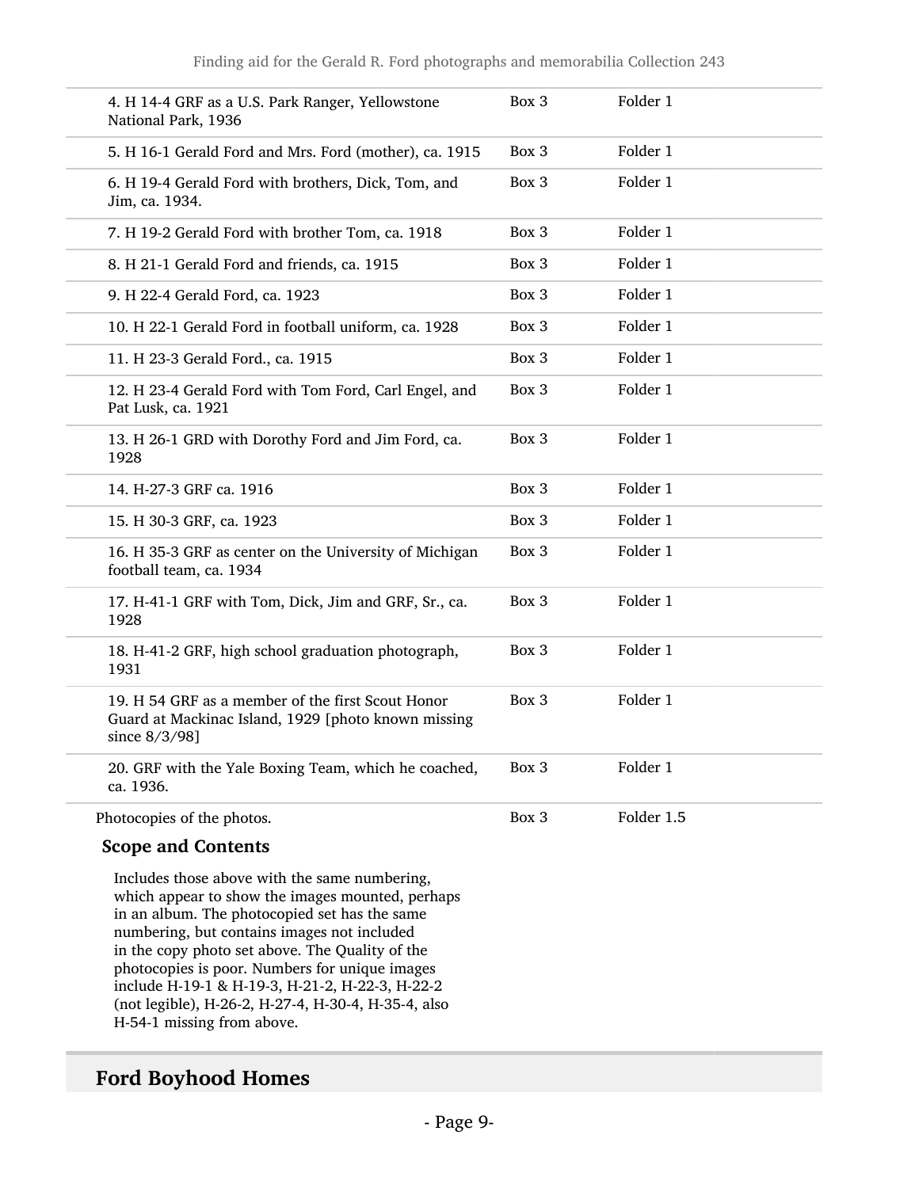| | | |
|---|---|---|
| 4. H 14-4 GRF as a U.S. Park Ranger, Yellowstone National Park, 1936 | Box 3 | Folder 1 |
| 5. H 16-1 Gerald Ford and Mrs. Ford (mother), ca. 1915 | Box 3 | Folder 1 |
| 6. H 19-4 Gerald Ford with brothers, Dick, Tom, and Jim, ca. 1934. | Box 3 | Folder 1 |
| 7. H 19-2 Gerald Ford with brother Tom, ca. 1918 | Box 3 | Folder 1 |
| 8. H 21-1 Gerald Ford and friends, ca. 1915 | Box 3 | Folder 1 |
| 9. H 22-4 Gerald Ford, ca. 1923 | Box 3 | Folder 1 |
| 10. H 22-1 Gerald Ford in football uniform, ca. 1928 | Box 3 | Folder 1 |
| 11. H 23-3 Gerald Ford., ca. 1915 | Box 3 | Folder 1 |
| 12. H 23-4 Gerald Ford with Tom Ford, Carl Engel, and Pat Lusk, ca. 1921 | Box 3 | Folder 1 |
| 13. H 26-1 GRD with Dorothy Ford and Jim Ford, ca. 1928 | Box 3 | Folder 1 |
| 14. H-27-3 GRF ca. 1916 | Box 3 | Folder 1 |
| 15. H 30-3 GRF, ca. 1923 | Box 3 | Folder 1 |
| 16. H 35-3 GRF as center on the University of Michigan football team, ca. 1934 | Box 3 | Folder 1 |
| 17. H-41-1 GRF with Tom, Dick, Jim and GRF, Sr., ca. 1928 | Box 3 | Folder 1 |
| 18. H-41-2 GRF, high school graduation photograph, 1931 | Box 3 | Folder 1 |
| 19. H 54 GRF as a member of the first Scout Honor Guard at Mackinac Island, 1929 [photo known missing since 8/3/98] | Box 3 | Folder 1 |
| 20. GRF with the Yale Boxing Team, which he coached, ca. 1936. | Box 3 | Folder 1 |
| Photocopies of the photos. | Box 3 | Folder 1.5 |

### Scope and Contents

Includes those above with the same numbering, which appear to show the images mounted, perhaps in an album. The photocopied set has the same numbering, but contains images not included in the copy photo set above. The Quality of the photocopies is poor. Numbers for unique images include H-19-1 & H-19-3, H-21-2, H-22-3, H-22-2 (not legible), H-26-2, H-27-4, H-30-4, H-35-4, also H-54-1 missing from above.

## Ford Boyhood Homes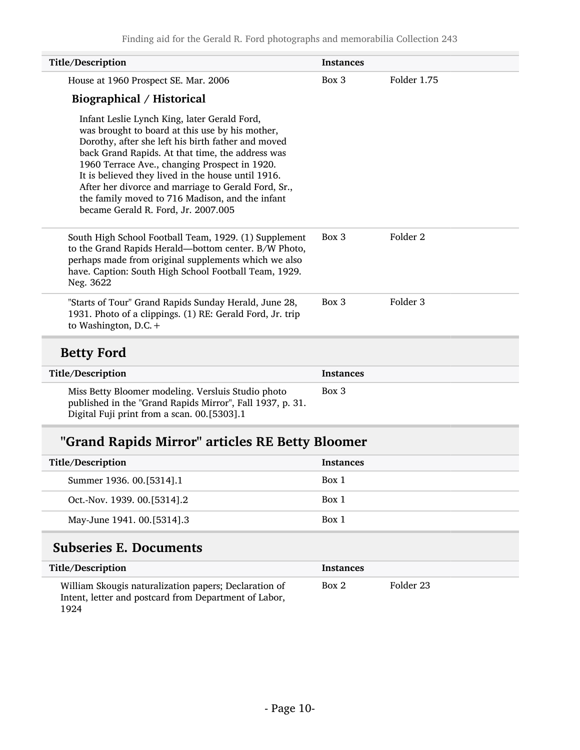| Title/Description | Instances | |
|---|---|---|
| House at 1960 Prospect SE. Mar. 2006 | Box 3 | Folder 1.75 |

**Biographical / Historical**

Infant Leslie Lynch King, later Gerald Ford, was brought to board at this use by his mother, Dorothy, after she left his birth father and moved back Grand Rapids. At that time, the address was 1960 Terrace Ave., changing Prospect in 1920. It is believed they lived in the house until 1916. After her divorce and marriage to Gerald Ford, Sr., the family moved to 716 Madison, and the infant became Gerald R. Ford, Jr. 2007.005

| Title/Description | Instances | |
|---|---|---|
| South High School Football Team, 1929. (1) Supplement to the Grand Rapids Herald—bottom center. B/W Photo, perhaps made from original supplements which we also have. Caption: South High School Football Team, 1929. Neg. 3622 | Box 3 | Folder 2 |
| "Starts of Tour" Grand Rapids Sunday Herald, June 28, 1931. Photo of a clippings. (1) RE: Gerald Ford, Jr. trip to Washington, D.C.+ | Box 3 | Folder 3 |

## Betty Ford

| Title/Description | Instances |
|---|---|
| Miss Betty Bloomer modeling. Versluis Studio photo published in the "Grand Rapids Mirror", Fall 1937, p. 31. Digital Fuji print from a scan. 00.[5303].1 | Box 3 |

## "Grand Rapids Mirror" articles RE Betty Bloomer

| Title/Description | Instances |
|---|---|
| Summer 1936. 00.[5314].1 | Box 1 |
| Oct.-Nov. 1939. 00.[5314].2 | Box 1 |
| May-June 1941. 00.[5314].3 | Box 1 |

## Subseries E. Documents

| Title/Description | Instances | |
|---|---|---|
| William Skougis naturalization papers; Declaration of Intent, letter and postcard from Department of Labor, 1924 | Box 2 | Folder 23 |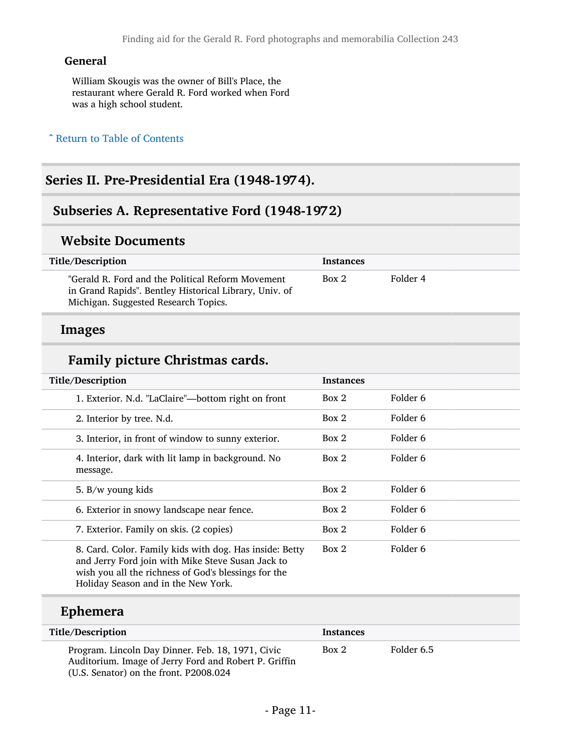### General

William Skougis was the owner of Bill's Place, the restaurant where Gerald R. Ford worked when Ford was a high school student.

ˆ Return to Table of Contents

## Series II. Pre-Presidential Era (1948-1974).

### Subseries A. Representative Ford (1948-1972)

#### Website Documents

| Title/Description | Instances | |
|---|---|---|
| "Gerald R. Ford and the Political Reform Movement in Grand Rapids". Bentley Historical Library, Univ. of Michigan. Suggested Research Topics. | Box 2 | Folder 4 |

#### Images

#### Family picture Christmas cards.

| Title/Description | Instances | |
|---|---|---|
| 1. Exterior. N.d. "LaClaire"—bottom right on front | Box 2 | Folder 6 |
| 2. Interior by tree. N.d. | Box 2 | Folder 6 |
| 3. Interior, in front of window to sunny exterior. | Box 2 | Folder 6 |
| 4. Interior, dark with lit lamp in background. No message. | Box 2 | Folder 6 |
| 5. B/w young kids | Box 2 | Folder 6 |
| 6. Exterior in snowy landscape near fence. | Box 2 | Folder 6 |
| 7. Exterior. Family on skis. (2 copies) | Box 2 | Folder 6 |
| 8. Card. Color. Family kids with dog. Has inside: Betty and Jerry Ford join with Mike Steve Susan Jack to wish you all the richness of God's blessings for the Holiday Season and in the New York. | Box 2 | Folder 6 |

#### Ephemera

| Title/Description | Instances | |
|---|---|---|
| Program. Lincoln Day Dinner. Feb. 18, 1971, Civic Auditorium. Image of Jerry Ford and Robert P. Griffin (U.S. Senator) on the front. P2008.024 | Box 2 | Folder 6.5 |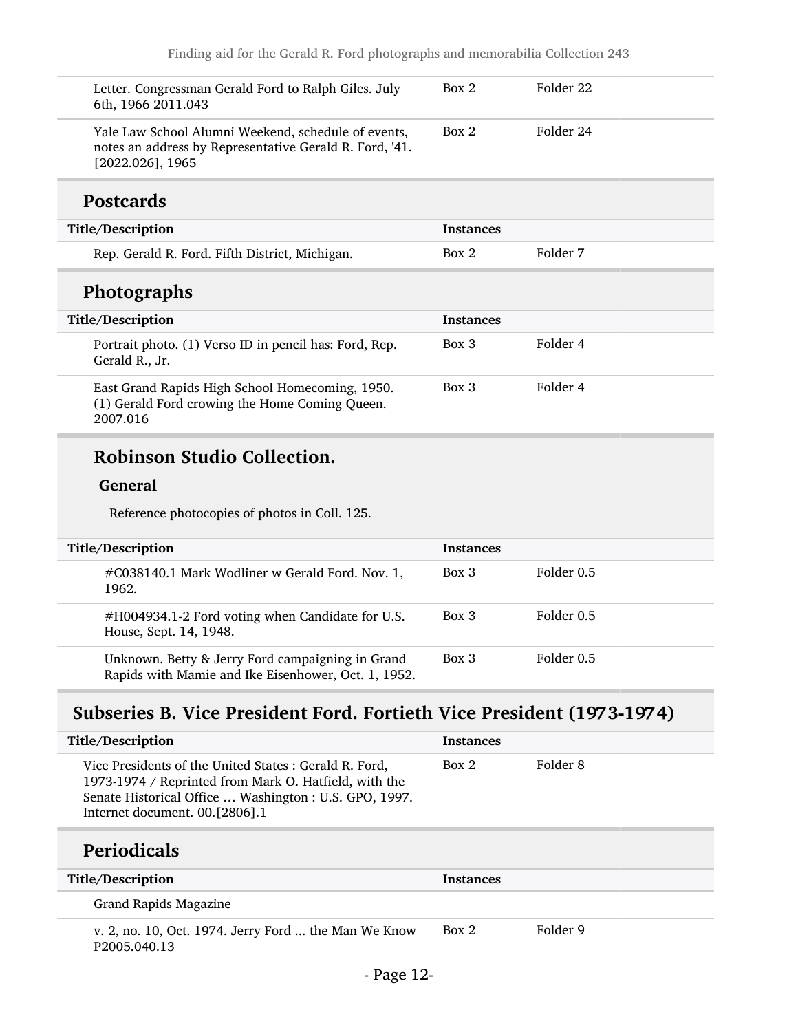| Title/Description | Instances | |
|---|---|---|
| Letter. Congressman Gerald Ford to Ralph Giles. July 6th, 1966 2011.043 | Box 2 | Folder 22 |
| Yale Law School Alumni Weekend, schedule of events, notes an address by Representative Gerald R. Ford, '41. [2022.026], 1965 | Box 2 | Folder 24 |

### Postcards

| Title/Description | Instances | |
|---|---|---|
| Rep. Gerald R. Ford. Fifth District, Michigan. | Box 2 | Folder 7 |

### Photographs

| Title/Description | Instances | |
|---|---|---|
| Portrait photo. (1) Verso ID in pencil has: Ford, Rep. Gerald R., Jr. | Box 3 | Folder 4 |
| East Grand Rapids High School Homecoming, 1950. (1) Gerald Ford crowing the Home Coming Queen. 2007.016 | Box 3 | Folder 4 |

### Robinson Studio Collection.

#### General

Reference photocopies of photos in Coll. 125.

| Title/Description | Instances | |
|---|---|---|
| #C038140.1 Mark Wodliner w Gerald Ford. Nov. 1, 1962. | Box 3 | Folder 0.5 |
| #H004934.1-2 Ford voting when Candidate for U.S. House, Sept. 14, 1948. | Box 3 | Folder 0.5 |
| Unknown. Betty & Jerry Ford campaigning in Grand Rapids with Mamie and Ike Eisenhower, Oct. 1, 1952. | Box 3 | Folder 0.5 |

## Subseries B. Vice President Ford. Fortieth Vice President (1973-1974)

| Title/Description | Instances | |
|---|---|---|
| Vice Presidents of the United States : Gerald R. Ford, 1973-1974 / Reprinted from Mark O. Hatfield, with the Senate Historical Office ... Washington : U.S. GPO, 1997. Internet document. 00.[2806].1 | Box 2 | Folder 8 |

### Periodicals

| Title/Description | Instances | |
|---|---|---|
| Grand Rapids Magazine | | |
| v. 2, no. 10, Oct. 1974. Jerry Ford ... the Man We Know P2005.040.13 | Box 2 | Folder 9 |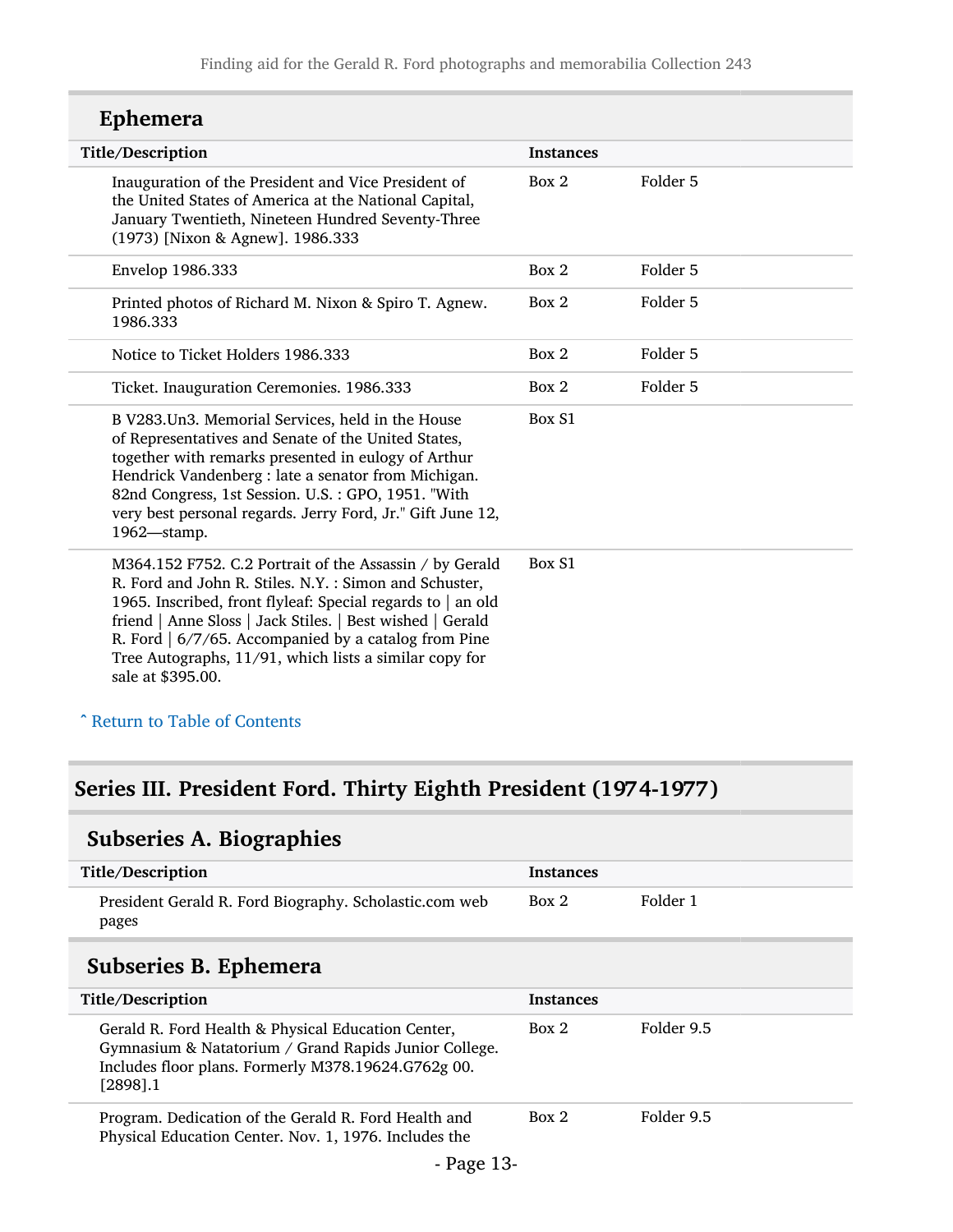## Ephemera

| Title/Description | Instances | |
|---|---|---|
| Inauguration of the President and Vice President of the United States of America at the National Capital, January Twentieth, Nineteen Hundred Seventy-Three (1973) [Nixon & Agnew]. 1986.333 | Box 2 | Folder 5 |
| Envelop 1986.333 | Box 2 | Folder 5 |
| Printed photos of Richard M. Nixon & Spiro T. Agnew. 1986.333 | Box 2 | Folder 5 |
| Notice to Ticket Holders 1986.333 | Box 2 | Folder 5 |
| Ticket. Inauguration Ceremonies. 1986.333 | Box 2 | Folder 5 |
| B V283.Un3. Memorial Services, held in the House of Representatives and Senate of the United States, together with remarks presented in eulogy of Arthur Hendrick Vandenberg : late a senator from Michigan. 82nd Congress, 1st Session. U.S. : GPO, 1951. "With very best personal regards. Jerry Ford, Jr." Gift June 12, 1962—stamp. | Box S1 | |
| M364.152 F752. C.2 Portrait of the Assassin / by Gerald R. Ford and John R. Stiles. N.Y. : Simon and Schuster, 1965. Inscribed, front flyleaf: Special regards to \| an old friend \| Anne Sloss \| Jack Stiles. \| Best wished \| Gerald R. Ford \| 6/7/65. Accompanied by a catalog from Pine Tree Autographs, 11/91, which lists a similar copy for sale at $395.00. | Box S1 | |

ˆ Return to Table of Contents

# Series III. President Ford. Thirty Eighth President (1974-1977)

## Subseries A. Biographies

| Title/Description | Instances | |
|---|---|---|
| President Gerald R. Ford Biography. Scholastic.com web pages | Box 2 | Folder 1 |

## Subseries B. Ephemera

| Title/Description | Instances | |
|---|---|---|
| Gerald R. Ford Health & Physical Education Center, Gymnasium & Natatorium / Grand Rapids Junior College. Includes floor plans. Formerly M378.19624.G762g 00. [2898].1 | Box 2 | Folder 9.5 |
| Program. Dedication of the Gerald R. Ford Health and Physical Education Center. Nov. 1, 1976. Includes the | Box 2 | Folder 9.5 |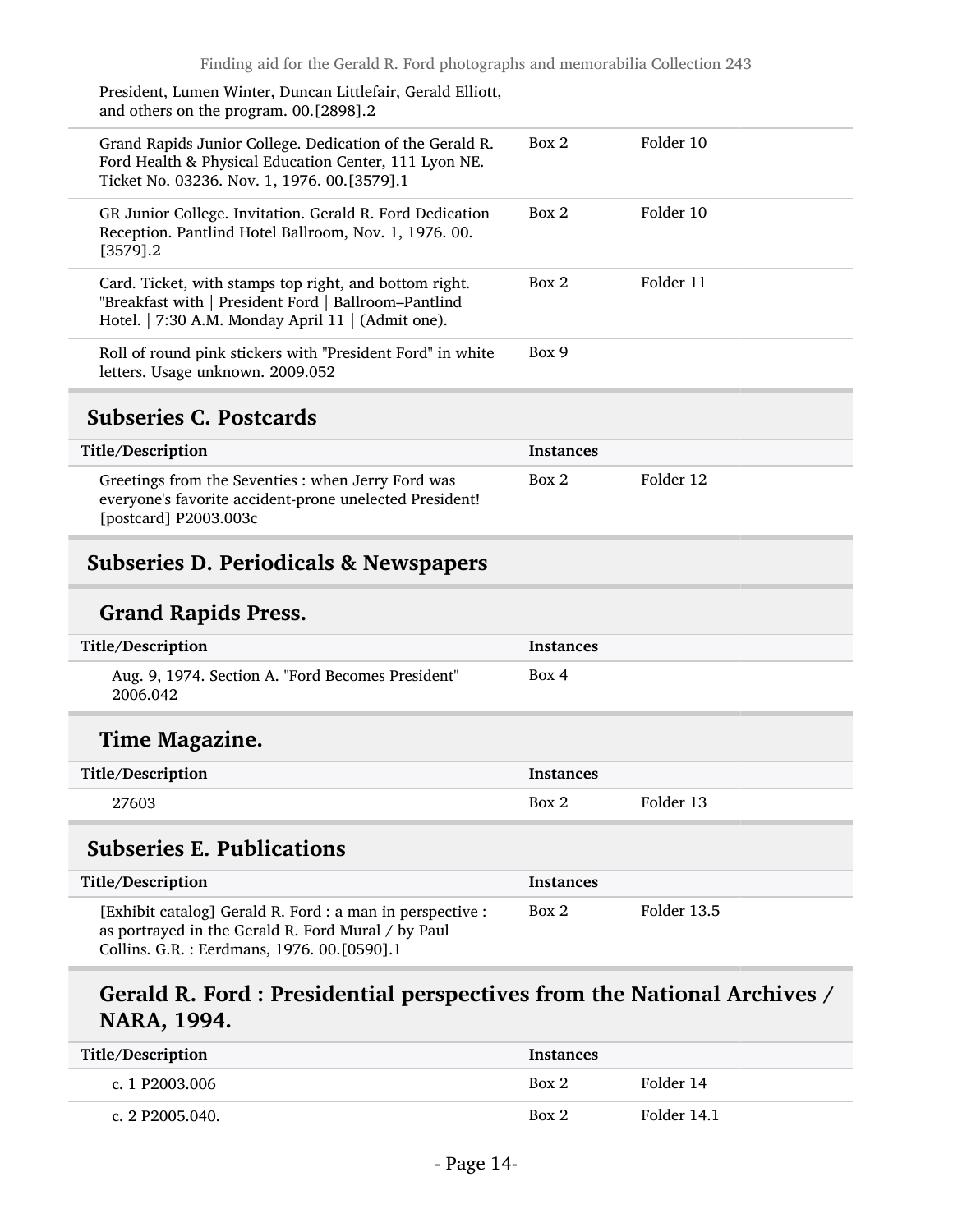| Title/Description | Instances | |
| --- | --- | --- |
| President, Lumen Winter, Duncan Littlefair, Gerald Elliott, and others on the program. 00.[2898].2 | | |
| Grand Rapids Junior College. Dedication of the Gerald R. Ford Health & Physical Education Center, 111 Lyon NE. Ticket No. 03236. Nov. 1, 1976. 00.[3579].1 | Box 2 | Folder 10 |
| GR Junior College. Invitation. Gerald R. Ford Dedication Reception. Pantlind Hotel Ballroom, Nov. 1, 1976. 00.[3579].2 | Box 2 | Folder 10 |
| Card. Ticket, with stamps top right, and bottom right. "Breakfast with \| President Ford \| Ballroom–Pantlind Hotel. \| 7:30 A.M. Monday April 11 \| (Admit one). | Box 2 | Folder 11 |
| Roll of round pink stickers with "President Ford" in white letters. Usage unknown. 2009.052 | Box 9 | |

## Subseries C. Postcards

| Title/Description | Instances | |
| --- | --- | --- |
| Greetings from the Seventies : when Jerry Ford was everyone's favorite accident-prone unelected President! [postcard] P2003.003c | Box 2 | Folder 12 |

## Subseries D. Periodicals & Newspapers

### Grand Rapids Press.

| Title/Description | Instances | |
| --- | --- | --- |
| Aug. 9, 1974. Section A. "Ford Becomes President" 2006.042 | Box 4 | |

### Time Magazine.

| Title/Description | Instances | |
| --- | --- | --- |
| 27603 | Box 2 | Folder 13 |

## Subseries E. Publications

| Title/Description | Instances | |
| --- | --- | --- |
| [Exhibit catalog] Gerald R. Ford : a man in perspective : as portrayed in the Gerald R. Ford Mural / by Paul Collins. G.R. : Eerdmans, 1976. 00.[0590].1 | Box 2 | Folder 13.5 |

### Gerald R. Ford : Presidential perspectives from the National Archives / NARA, 1994.

| Title/Description | Instances | |
| --- | --- | --- |
| c. 1 P2003.006 | Box 2 | Folder 14 |
| c. 2 P2005.040. | Box 2 | Folder 14.1 |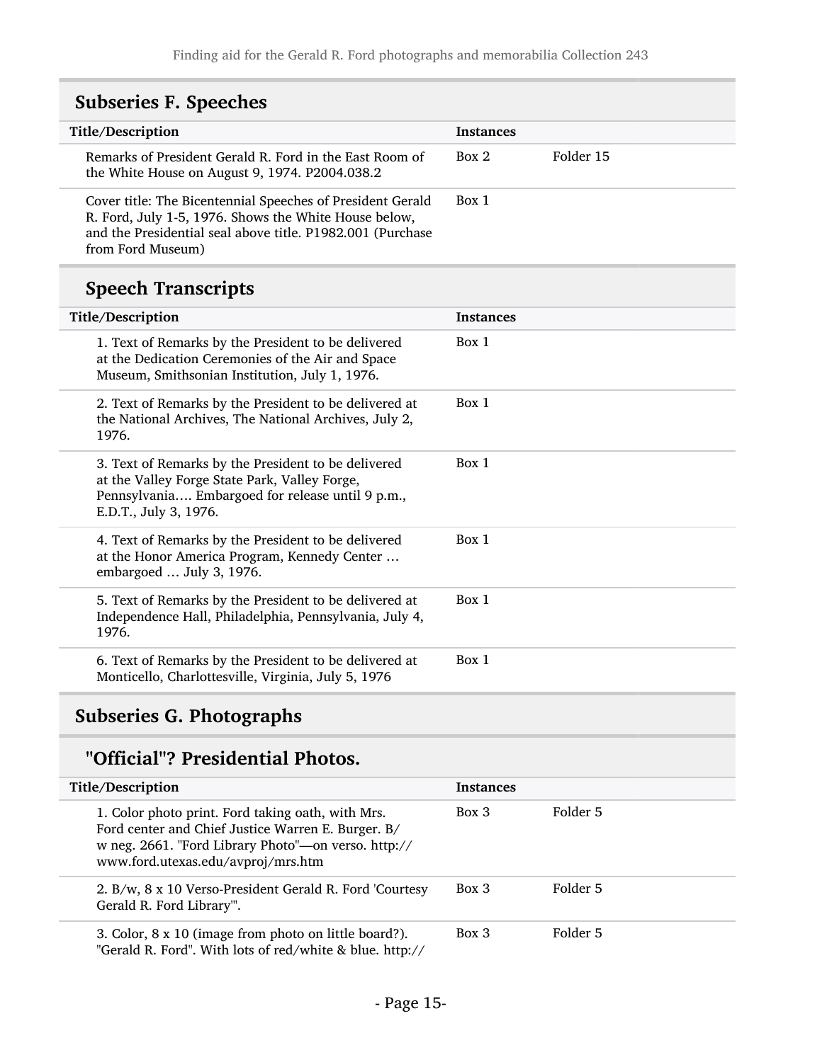## Subseries F. Speeches

| Title/Description | Instances | |
|---|---|---|
| Remarks of President Gerald R. Ford in the East Room of the White House on August 9, 1974. P2004.038.2 | Box 2 | Folder 15 |
| Cover title: The Bicentennial Speeches of President Gerald R. Ford, July 1-5, 1976. Shows the White House below, and the Presidential seal above title. P1982.001 (Purchase from Ford Museum) | Box 1 | |

### Speech Transcripts

| Title/Description | Instances |
|---|---|
| 1. Text of Remarks by the President to be delivered at the Dedication Ceremonies of the Air and Space Museum, Smithsonian Institution, July 1, 1976. | Box 1 |
| 2. Text of Remarks by the President to be delivered at the National Archives, The National Archives, July 2, 1976. | Box 1 |
| 3. Text of Remarks by the President to be delivered at the Valley Forge State Park, Valley Forge, Pennsylvania…. Embargoed for release until 9 p.m., E.D.T., July 3, 1976. | Box 1 |
| 4. Text of Remarks by the President to be delivered at the Honor America Program, Kennedy Center … embargoed … July 3, 1976. | Box 1 |
| 5. Text of Remarks by the President to be delivered at Independence Hall, Philadelphia, Pennsylvania, July 4, 1976. | Box 1 |
| 6. Text of Remarks by the President to be delivered at Monticello, Charlottesville, Virginia, July 5, 1976 | Box 1 |

## Subseries G. Photographs

### "Official"? Presidential Photos.

| Title/Description | Instances | |
|---|---|---|
| 1. Color photo print. Ford taking oath, with Mrs. Ford center and Chief Justice Warren E. Burger. B/w neg. 2661. "Ford Library Photo"—on verso. http://www.ford.utexas.edu/avproj/mrs.htm | Box 3 | Folder 5 |
| 2. B/w, 8 x 10 Verso-President Gerald R. Ford 'Courtesy Gerald R. Ford Library'". | Box 3 | Folder 5 |
| 3. Color, 8 x 10 (image from photo on little board?). "Gerald R. Ford". With lots of red/white & blue. http:// | Box 3 | Folder 5 |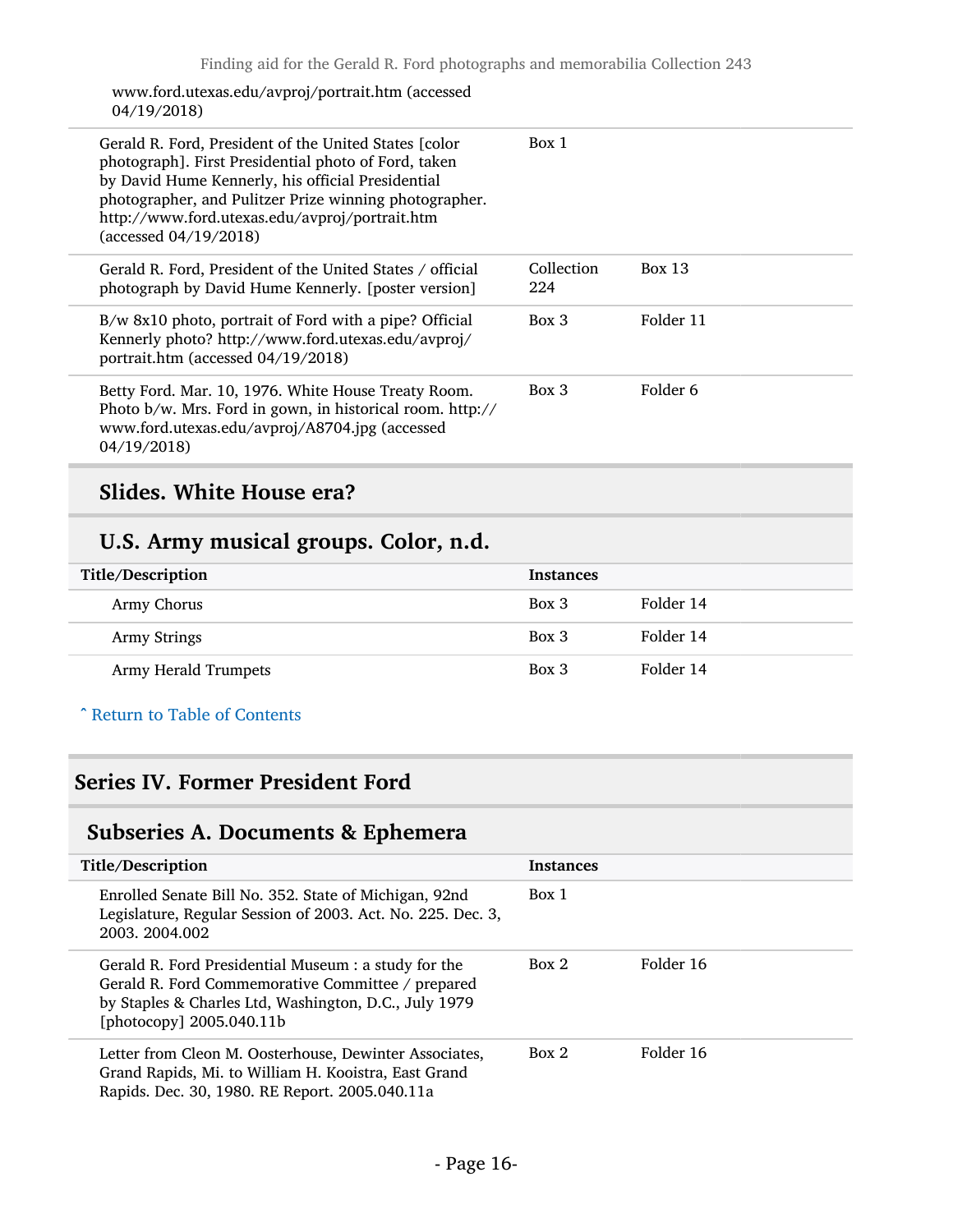www.ford.utexas.edu/avproj/portrait.htm (accessed 04/19/2018)

| | | |
|---|---|---|
| Gerald R. Ford, President of the United States [color photograph]. First Presidential photo of Ford, taken by David Hume Kennerly, his official Presidential photographer, and Pulitzer Prize winning photographer. http://www.ford.utexas.edu/avproj/portrait.htm (accessed 04/19/2018) | Box 1 | |
| Gerald R. Ford, President of the United States / official photograph by David Hume Kennerly. [poster version] | Collection 224 | Box 13 |
| B/w 8x10 photo, portrait of Ford with a pipe? Official Kennerly photo? http://www.ford.utexas.edu/avproj/portrait.htm (accessed 04/19/2018) | Box 3 | Folder 11 |
| Betty Ford. Mar. 10, 1976. White House Treaty Room. Photo b/w. Mrs. Ford in gown, in historical room. http://www.ford.utexas.edu/avproj/A8704.jpg (accessed 04/19/2018) | Box 3 | Folder 6 |

### Slides. White House era?

### U.S. Army musical groups. Color, n.d.

| Title/Description | Instances | |
|---|---|---|
| Army Chorus | Box 3 | Folder 14 |
| Army Strings | Box 3 | Folder 14 |
| Army Herald Trumpets | Box 3 | Folder 14 |

ˆ Return to Table of Contents

## Series IV. Former President Ford

### Subseries A. Documents & Ephemera

| Title/Description | Instances | |
|---|---|---|
| Enrolled Senate Bill No. 352. State of Michigan, 92nd Legislature, Regular Session of 2003. Act. No. 225. Dec. 3, 2003. 2004.002 | Box 1 | |
| Gerald R. Ford Presidential Museum : a study for the Gerald R. Ford Commemorative Committee / prepared by Staples & Charles Ltd, Washington, D.C., July 1979 [photocopy] 2005.040.11b | Box 2 | Folder 16 |
| Letter from Cleon M. Oosterhouse, Dewinter Associates, Grand Rapids, Mi. to William H. Kooistra, East Grand Rapids. Dec. 30, 1980. RE Report. 2005.040.11a | Box 2 | Folder 16 |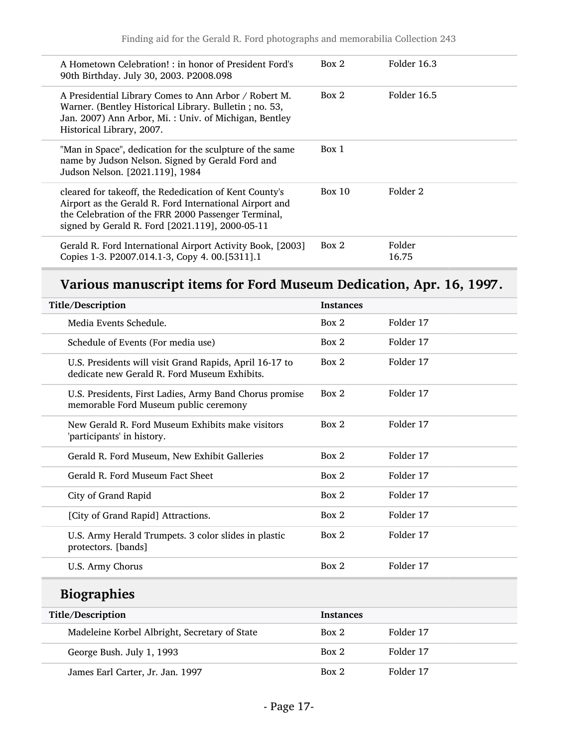| | | |
|---|---|---|
| A Hometown Celebration! : in honor of President Ford's 90th Birthday. July 30, 2003. P2008.098 | Box 2 | Folder 16.3 |
| A Presidential Library Comes to Ann Arbor / Robert M. Warner. (Bentley Historical Library. Bulletin ; no. 53, Jan. 2007) Ann Arbor, Mi. : Univ. of Michigan, Bentley Historical Library, 2007. | Box 2 | Folder 16.5 |
| "Man in Space", dedication for the sculpture of the same name by Judson Nelson. Signed by Gerald Ford and Judson Nelson. [2021.119], 1984 | Box 1 | |
| cleared for takeoff, the Rededication of Kent County's Airport as the Gerald R. Ford International Airport and the Celebration of the FRR 2000 Passenger Terminal, signed by Gerald R. Ford [2021.119], 2000-05-11 | Box 10 | Folder 2 |
| Gerald R. Ford International Airport Activity Book, [2003] Copies 1-3. P2007.014.1-3, Copy 4. 00.[5311].1 | Box 2 | Folder 16.75 |

## Various manuscript items for Ford Museum Dedication, Apr. 16, 1997.

| Title/Description | Instances | |
|---|---|---|
| Media Events Schedule. | Box 2 | Folder 17 |
| Schedule of Events (For media use) | Box 2 | Folder 17 |
| U.S. Presidents will visit Grand Rapids, April 16-17 to dedicate new Gerald R. Ford Museum Exhibits. | Box 2 | Folder 17 |
| U.S. Presidents, First Ladies, Army Band Chorus promise memorable Ford Museum public ceremony | Box 2 | Folder 17 |
| New Gerald R. Ford Museum Exhibits make visitors 'participants' in history. | Box 2 | Folder 17 |
| Gerald R. Ford Museum, New Exhibit Galleries | Box 2 | Folder 17 |
| Gerald R. Ford Museum Fact Sheet | Box 2 | Folder 17 |
| City of Grand Rapid | Box 2 | Folder 17 |
| [City of Grand Rapid] Attractions. | Box 2 | Folder 17 |
| U.S. Army Herald Trumpets. 3 color slides in plastic protectors. [bands] | Box 2 | Folder 17 |
| U.S. Army Chorus | Box 2 | Folder 17 |

## Biographies

| Title/Description | Instances | |
|---|---|---|
| Madeleine Korbel Albright, Secretary of State | Box 2 | Folder 17 |
| George Bush. July 1, 1993 | Box 2 | Folder 17 |
| James Earl Carter, Jr. Jan. 1997 | Box 2 | Folder 17 |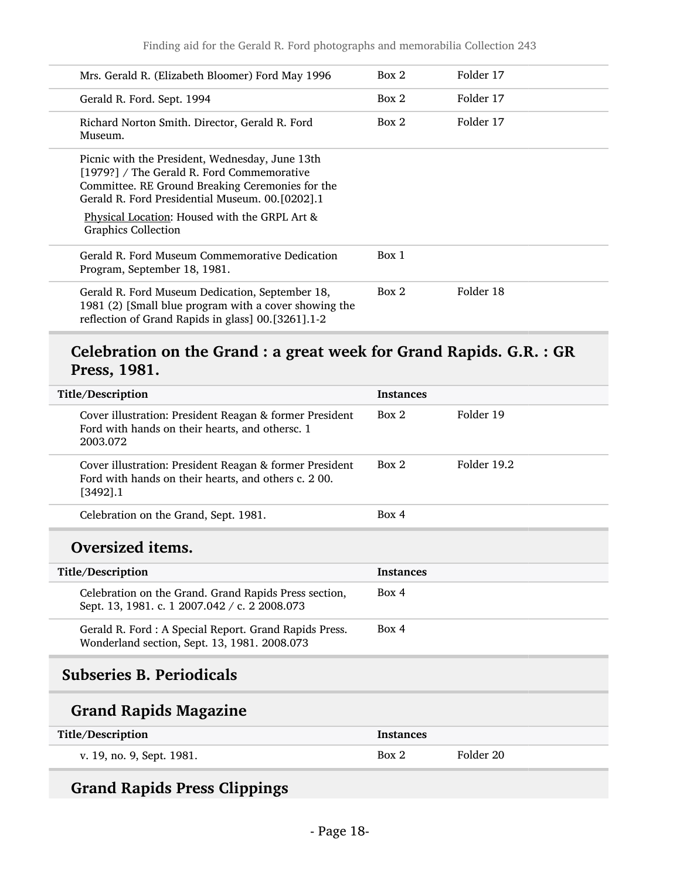| | | |
|---|---|---|
| Mrs. Gerald R. (Elizabeth Bloomer) Ford May 1996 | Box 2 | Folder 17 |
| Gerald R. Ford. Sept. 1994 | Box 2 | Folder 17 |
| Richard Norton Smith. Director, Gerald R. Ford Museum. | Box 2 | Folder 17 |
| Picnic with the President, Wednesday, June 13th [1979?] / The Gerald R. Ford Commemorative Committee. RE Ground Breaking Ceremonies for the Gerald R. Ford Presidential Museum. 00.[0202].1 Physical Location: Housed with the GRPL Art & Graphics Collection | | |
| Gerald R. Ford Museum Commemorative Dedication Program, September 18, 1981. | Box 1 | |
| Gerald R. Ford Museum Dedication, September 18, 1981 (2) [Small blue program with a cover showing the reflection of Grand Rapids in glass] 00.[3261].1-2 | Box 2 | Folder 18 |

## Celebration on the Grand : a great week for Grand Rapids. G.R. : GR Press, 1981.

| Title/Description | Instances | |
|---|---|---|
| Cover illustration: President Reagan & former President Ford with hands on their hearts, and othersc. 1 2003.072 | Box 2 | Folder 19 |
| Cover illustration: President Reagan & former President Ford with hands on their hearts, and others c. 2 00.[3492].1 | Box 2 | Folder 19.2 |
| Celebration on the Grand, Sept. 1981. | Box 4 | |

## Oversized items.

| Title/Description | Instances |
|---|---|
| Celebration on the Grand. Grand Rapids Press section, Sept. 13, 1981. c. 1 2007.042 / c. 2 2008.073 | Box 4 |
| Gerald R. Ford : A Special Report. Grand Rapids Press. Wonderland section, Sept. 13, 1981. 2008.073 | Box 4 |

## Subseries B. Periodicals

## Grand Rapids Magazine

| Title/Description | Instances | |
|---|---|---|
| v. 19, no. 9, Sept. 1981. | Box 2 | Folder 20 |

## Grand Rapids Press Clippings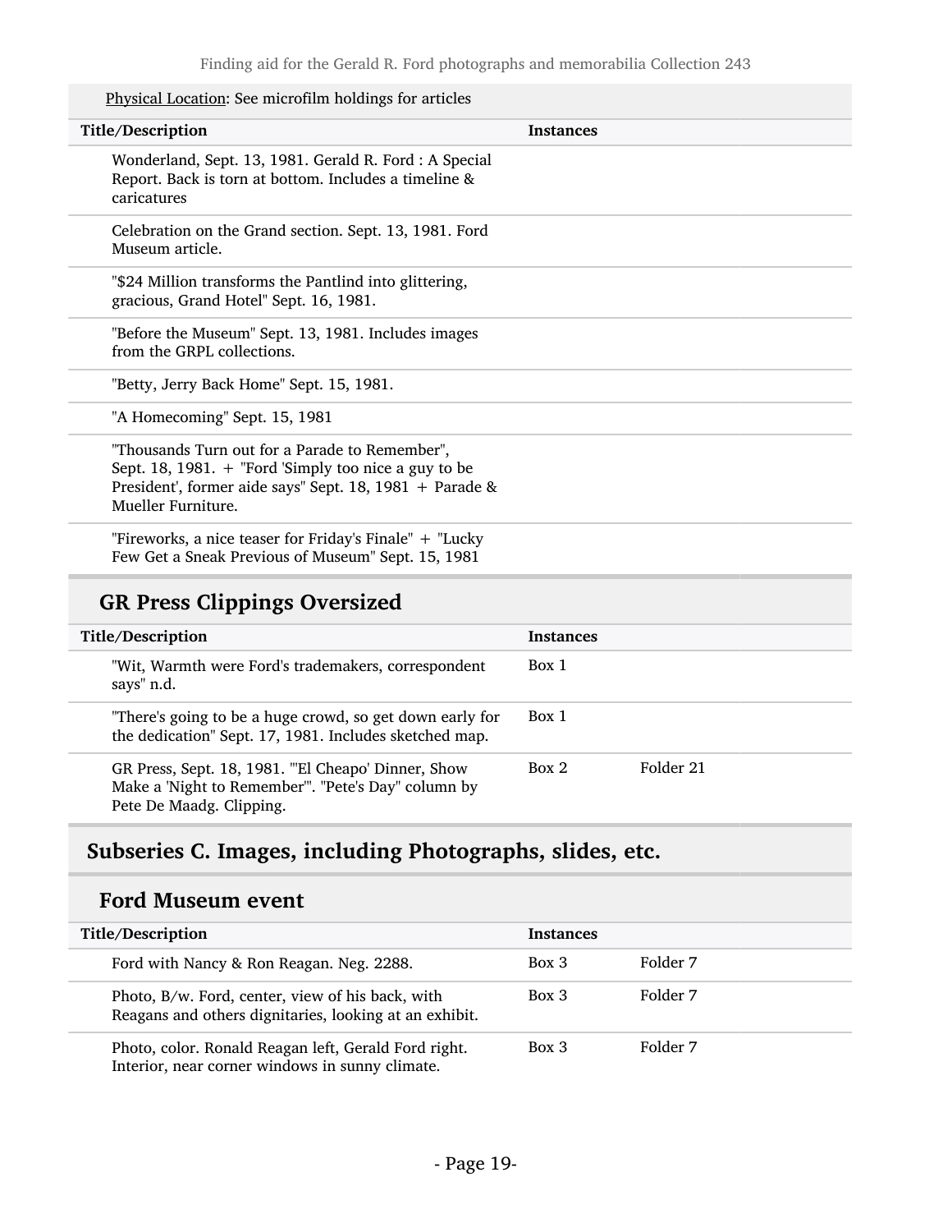Physical Location: See microfilm holdings for articles

| Title/Description | Instances | |
|---|---|---|
| Wonderland, Sept. 13, 1981. Gerald R. Ford : A Special Report. Back is torn at bottom. Includes a timeline & caricatures | | |
| Celebration on the Grand section. Sept. 13, 1981. Ford Museum article. | | |
| "$24 Million transforms the Pantlind into glittering, gracious, Grand Hotel" Sept. 16, 1981. | | |
| "Before the Museum" Sept. 13, 1981. Includes images from the GRPL collections. | | |
| "Betty, Jerry Back Home" Sept. 15, 1981. | | |
| "A Homecoming" Sept. 15, 1981 | | |
| "Thousands Turn out for a Parade to Remember", Sept. 18, 1981. + "Ford 'Simply too nice a guy to be President', former aide says" Sept. 18, 1981 + Parade & Mueller Furniture. | | |
| "Fireworks, a nice teaser for Friday's Finale" + "Lucky Few Get a Sneak Previous of Museum" Sept. 15, 1981 | | |

### GR Press Clippings Oversized

| Title/Description | Instances | |
|---|---|---|
| "Wit, Warmth were Ford's trademakers, correspondent says" n.d. | Box 1 | |
| "There's going to be a huge crowd, so get down early for the dedication" Sept. 17, 1981. Includes sketched map. | Box 1 | |
| GR Press, Sept. 18, 1981. "'El Cheapo' Dinner, Show Make a 'Night to Remember'". "Pete's Day" column by Pete De Maadg. Clipping. | Box 2 | Folder 21 |

## Subseries C. Images, including Photographs, slides, etc.

### Ford Museum event

| Title/Description | Instances | |
|---|---|---|
| Ford with Nancy & Ron Reagan. Neg. 2288. | Box 3 | Folder 7 |
| Photo, B/w. Ford, center, view of his back, with Reagans and others dignitaries, looking at an exhibit. | Box 3 | Folder 7 |
| Photo, color. Ronald Reagan left, Gerald Ford right. Interior, near corner windows in sunny climate. | Box 3 | Folder 7 |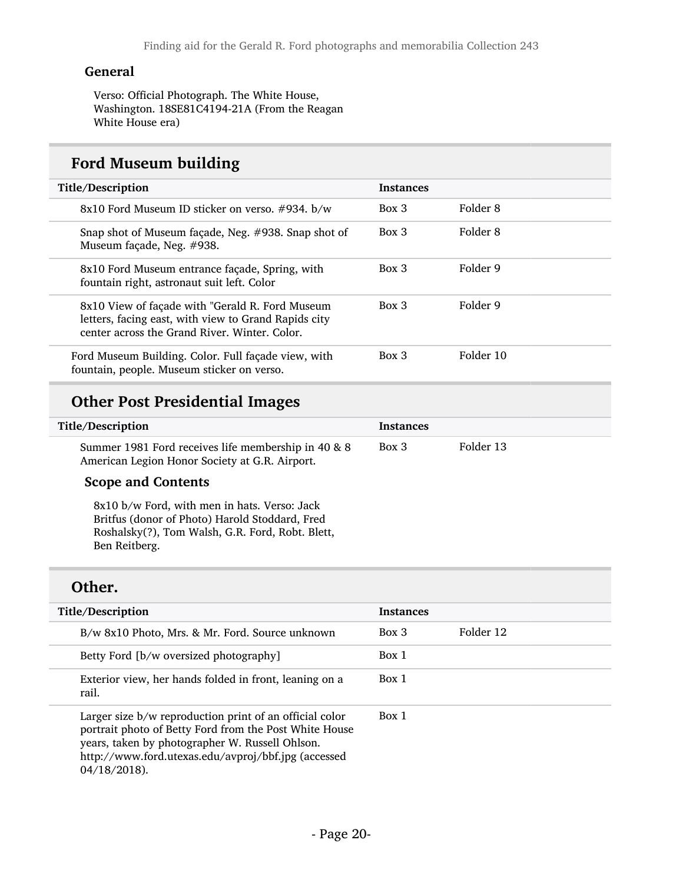### General

Verso: Official Photograph. The White House, Washington. 18SE81C4194-21A (From the Reagan White House era)

## Ford Museum building

| Title/Description | Instances | |
|---|---|---|
| 8x10 Ford Museum ID sticker on verso. #934. b/w | Box 3 | Folder 8 |
| Snap shot of Museum façade, Neg. #938. Snap shot of Museum façade, Neg. #938. | Box 3 | Folder 8 |
| 8x10 Ford Museum entrance façade, Spring, with fountain right, astronaut suit left. Color | Box 3 | Folder 9 |
| 8x10 View of façade with "Gerald R. Ford Museum letters, facing east, with view to Grand Rapids city center across the Grand River. Winter. Color. | Box 3 | Folder 9 |
| Ford Museum Building. Color. Full façade view, with fountain, people. Museum sticker on verso. | Box 3 | Folder 10 |

## Other Post Presidential Images

| Title/Description | Instances | |
|---|---|---|
| Summer 1981 Ford receives life membership in 40 & 8 American Legion Honor Society at G.R. Airport. | Box 3 | Folder 13 |

### Scope and Contents

8x10 b/w Ford, with men in hats. Verso: Jack Britfus (donor of Photo) Harold Stoddard, Fred Roshalsky(?), Tom Walsh, G.R. Ford, Robt. Blett, Ben Reitberg.

## Other.

| Title/Description | Instances | |
|---|---|---|
| B/w 8x10 Photo, Mrs. & Mr. Ford. Source unknown | Box 3 | Folder 12 |
| Betty Ford [b/w oversized photography] | Box 1 | |
| Exterior view, her hands folded in front, leaning on a rail. | Box 1 | |
| Larger size b/w reproduction print of an official color portrait photo of Betty Ford from the Post White House years, taken by photographer W. Russell Ohlson. http://www.ford.utexas.edu/avproj/bbf.jpg (accessed 04/18/2018). | Box 1 | |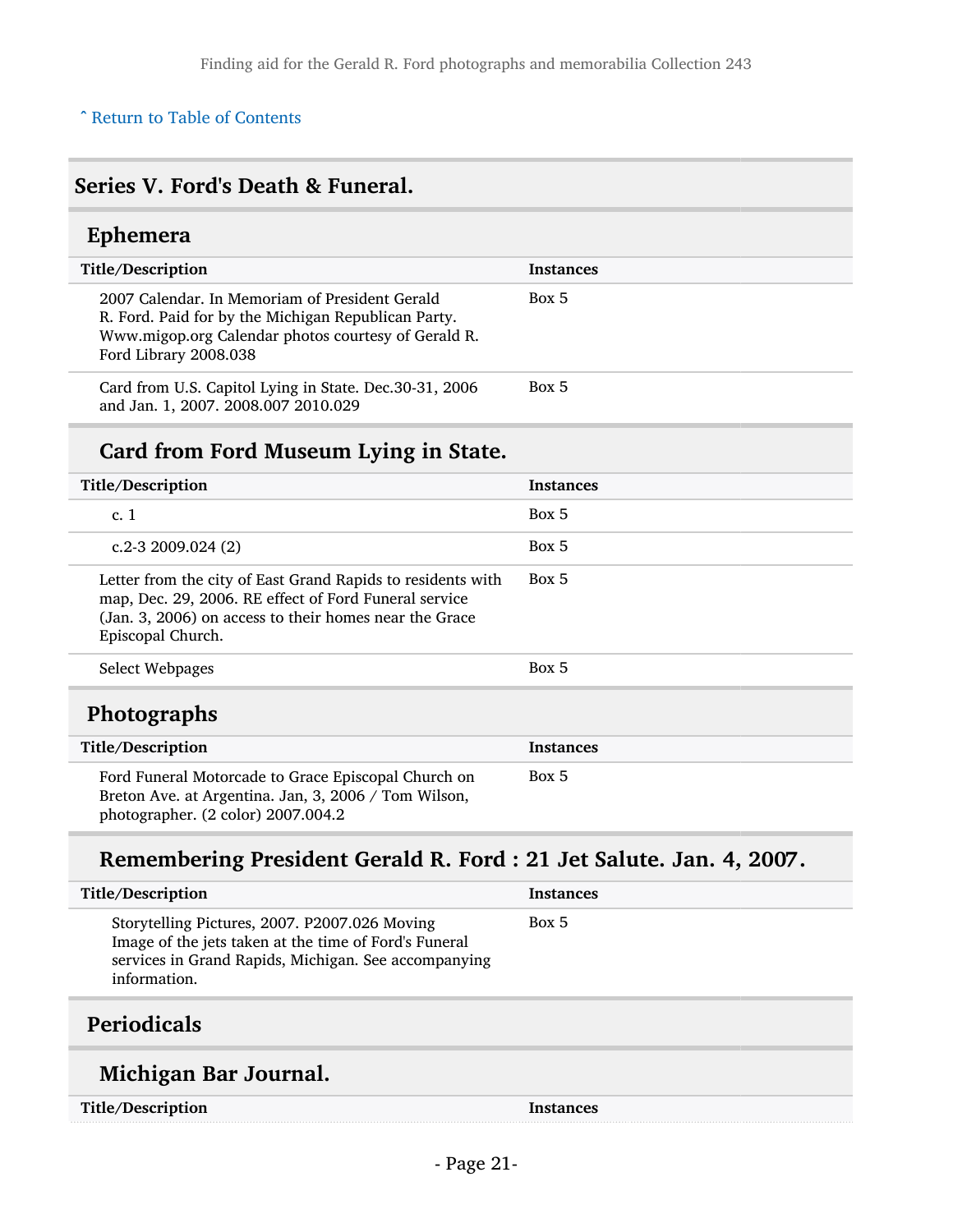[ˆ Return to Table of Contents](#)

## Series V. Ford's Death & Funeral.

### Ephemera

| Title/Description | Instances |
| --- | --- |
| 2007 Calendar. In Memoriam of President Gerald R. Ford. Paid for by the Michigan Republican Party. Www.migop.org Calendar photos courtesy of Gerald R. Ford Library 2008.038 | Box 5 |
| Card from U.S. Capitol Lying in State. Dec.30-31, 2006 and Jan. 1, 2007. 2008.007 2010.029 | Box 5 |

#### Card from Ford Museum Lying in State.

| Title/Description | Instances |
| --- | --- |
| c. 1 | Box 5 |
| c.2-3 2009.024 (2) | Box 5 |
| Letter from the city of East Grand Rapids to residents with map, Dec. 29, 2006. RE effect of Ford Funeral service (Jan. 3, 2006) on access to their homes near the Grace Episcopal Church. | Box 5 |
| Select Webpages | Box 5 |

### Photographs

| Title/Description | Instances |
| --- | --- |
| Ford Funeral Motorcade to Grace Episcopal Church on Breton Ave. at Argentina. Jan, 3, 2006 / Tom Wilson, photographer. (2 color) 2007.004.2 | Box 5 |

#### Remembering President Gerald R. Ford : 21 Jet Salute. Jan. 4, 2007.

| Title/Description | Instances |
| --- | --- |
| Storytelling Pictures, 2007. P2007.026 Moving Image of the jets taken at the time of Ford's Funeral services in Grand Rapids, Michigan. See accompanying information. | Box 5 |

### Periodicals

#### Michigan Bar Journal.

| Title/Description | Instances |
| --- | --- |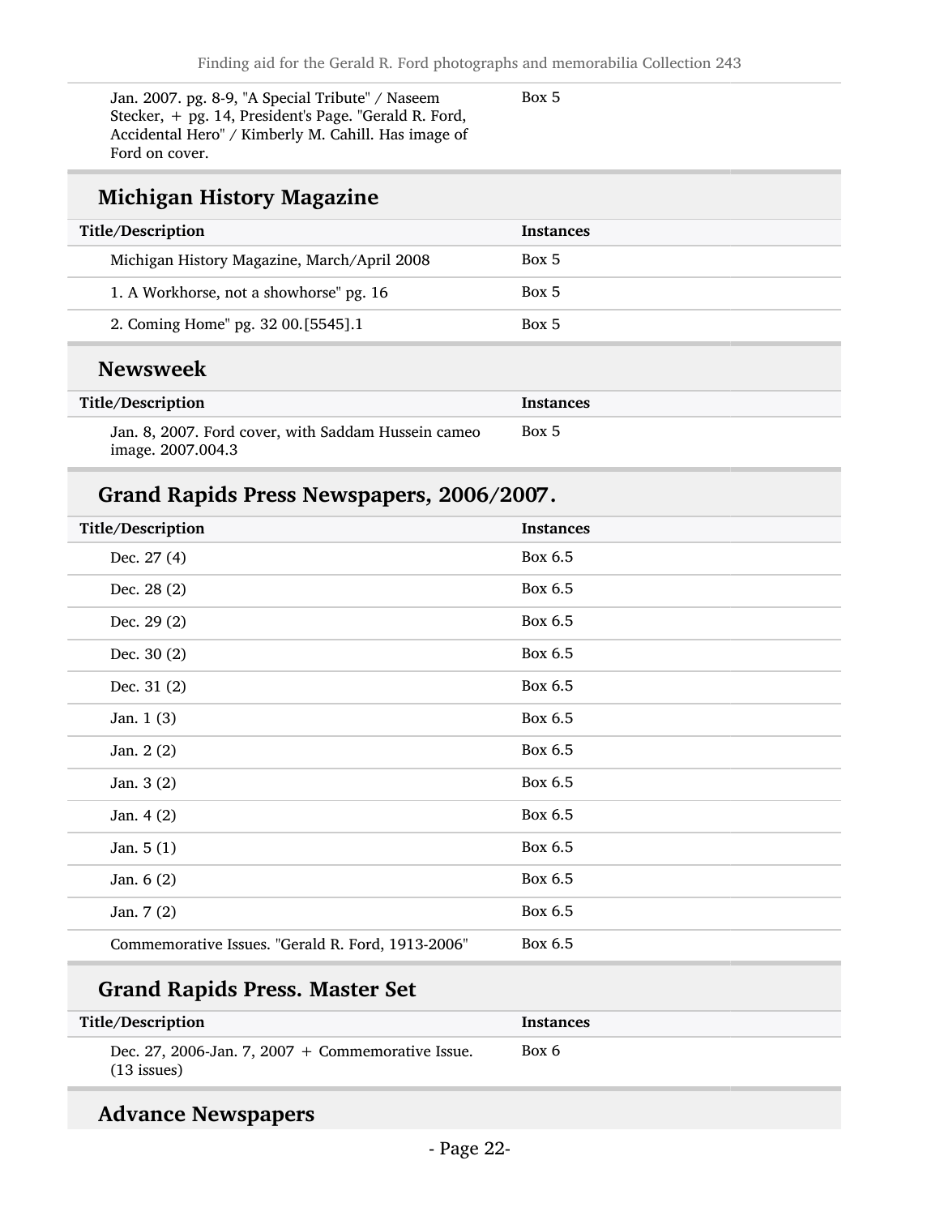| | |
|---|---|
| Jan. 2007. pg. 8-9, "A Special Tribute" / Naseem Stecker, + pg. 14, President's Page. "Gerald R. Ford, Accidental Hero" / Kimberly M. Cahill. Has image of Ford on cover. | Box 5 |

## Michigan History Magazine

| Title/Description | Instances |
|---|---|
| Michigan History Magazine, March/April 2008 | Box 5 |
| 1. A Workhorse, not a showhorse" pg. 16 | Box 5 |
| 2. Coming Home" pg. 32 00.[5545].1 | Box 5 |

## Newsweek

| Title/Description | Instances |
|---|---|
| Jan. 8, 2007. Ford cover, with Saddam Hussein cameo image. 2007.004.3 | Box 5 |

## Grand Rapids Press Newspapers, 2006/2007.

| Title/Description | Instances |
|---|---|
| Dec. 27 (4) | Box 6.5 |
| Dec. 28 (2) | Box 6.5 |
| Dec. 29 (2) | Box 6.5 |
| Dec. 30 (2) | Box 6.5 |
| Dec. 31 (2) | Box 6.5 |
| Jan. 1 (3) | Box 6.5 |
| Jan. 2 (2) | Box 6.5 |
| Jan. 3 (2) | Box 6.5 |
| Jan. 4 (2) | Box 6.5 |
| Jan. 5 (1) | Box 6.5 |
| Jan. 6 (2) | Box 6.5 |
| Jan. 7 (2) | Box 6.5 |
| Commemorative Issues. "Gerald R. Ford, 1913-2006" | Box 6.5 |

## Grand Rapids Press. Master Set

| Title/Description | Instances |
|---|---|
| Dec. 27, 2006-Jan. 7, 2007 + Commemorative Issue. (13 issues) | Box 6 |

## Advance Newspapers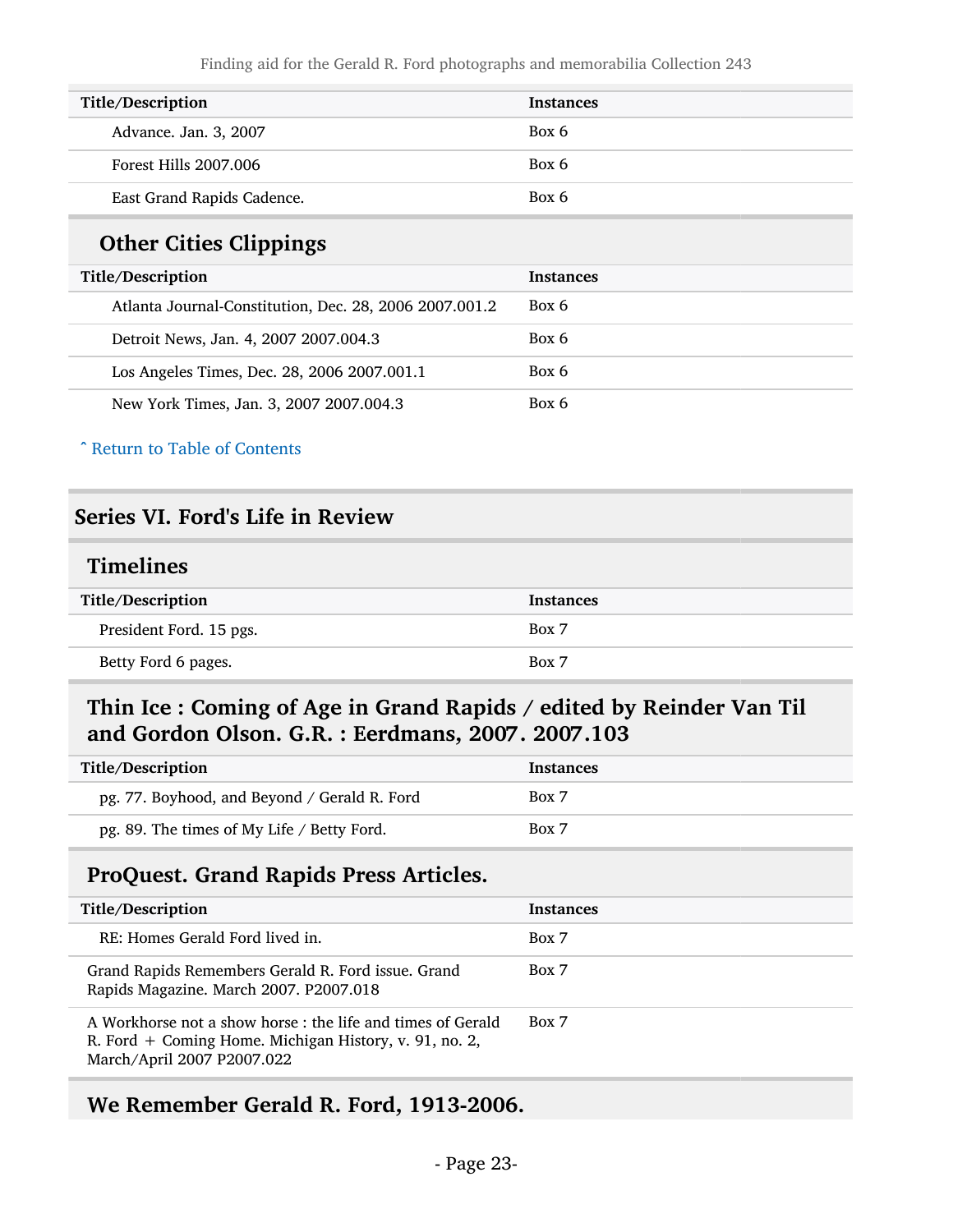| Title/Description | Instances |
| --- | --- |
| Advance. Jan. 3, 2007 | Box 6 |
| Forest Hills 2007.006 | Box 6 |
| East Grand Rapids Cadence. | Box 6 |

### Other Cities Clippings

| Title/Description | Instances |
| --- | --- |
| Atlanta Journal-Constitution, Dec. 28, 2006 2007.001.2 | Box 6 |
| Detroit News, Jan. 4, 2007 2007.004.3 | Box 6 |
| Los Angeles Times, Dec. 28, 2006 2007.001.1 | Box 6 |
| New York Times, Jan. 3, 2007 2007.004.3 | Box 6 |

ˆ Return to Table of Contents

## Series VI. Ford's Life in Review

### Timelines

| Title/Description | Instances |
| --- | --- |
| President Ford. 15 pgs. | Box 7 |
| Betty Ford 6 pages. | Box 7 |

### Thin Ice : Coming of Age in Grand Rapids / edited by Reinder Van Til and Gordon Olson. G.R. : Eerdmans, 2007. 2007.103

| Title/Description | Instances |
| --- | --- |
| pg. 77. Boyhood, and Beyond / Gerald R. Ford | Box 7 |
| pg. 89. The times of My Life / Betty Ford. | Box 7 |

### ProQuest. Grand Rapids Press Articles.

| Title/Description | Instances |
| --- | --- |
| RE: Homes Gerald Ford lived in. | Box 7 |
| Grand Rapids Remembers Gerald R. Ford issue. Grand Rapids Magazine. March 2007. P2007.018 | Box 7 |
| A Workhorse not a show horse : the life and times of Gerald R. Ford + Coming Home. Michigan History, v. 91, no. 2, March/April 2007 P2007.022 | Box 7 |

### We Remember Gerald R. Ford, 1913-2006.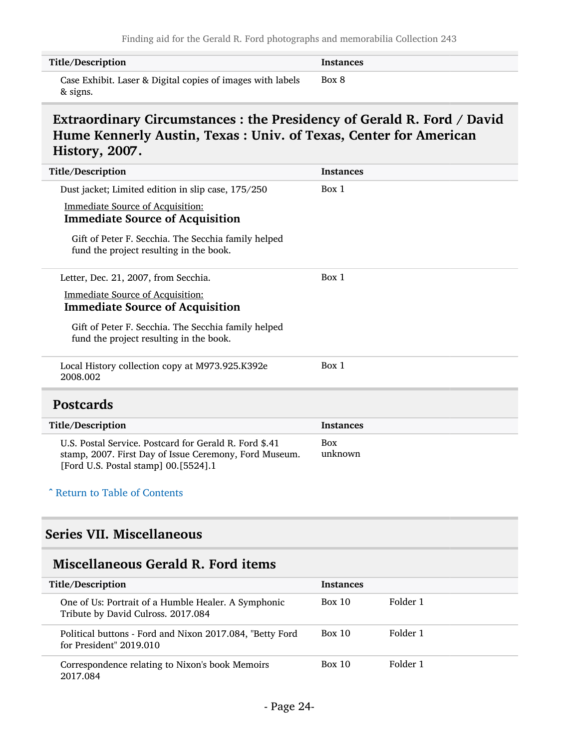| Title/Description | Instances |
| --- | --- |
| Case Exhibit. Laser & Digital copies of images with labels & signs. | Box 8 |

### Extraordinary Circumstances : the Presidency of Gerald R. Ford / David Hume Kennerly Austin, Texas : Univ. of Texas, Center for American History, 2007.

| Title/Description | Instances |
| --- | --- |
| Dust jacket; Limited edition in slip case, 175/250<br><br>Immediate Source of Acquisition:<br>**Immediate Source of Acquisition**<br><br>Gift of Peter F. Secchia. The Secchia family helped fund the project resulting in the book. | Box 1 |
| Letter, Dec. 21, 2007, from Secchia.<br><br>Immediate Source of Acquisition:<br>**Immediate Source of Acquisition**<br><br>Gift of Peter F. Secchia. The Secchia family helped fund the project resulting in the book. | Box 1 |
| Local History collection copy at M973.925.K392e 2008.002 | Box 1 |

### Postcards

| Title/Description | Instances |
| --- | --- |
| U.S. Postal Service. Postcard for Gerald R. Ford $.41 stamp, 2007. First Day of Issue Ceremony, Ford Museum. [Ford U.S. Postal stamp] 00.[5524].1 | Box unknown |

ˆ Return to Table of Contents

## Series VII. Miscellaneous

### Miscellaneous Gerald R. Ford items

| Title/Description | Instances | |
| --- | --- | --- |
| One of Us: Portrait of a Humble Healer. A Symphonic Tribute by David Culross. 2017.084 | Box 10 | Folder 1 |
| Political buttons - Ford and Nixon 2017.084, "Betty Ford for President" 2019.010 | Box 10 | Folder 1 |
| Correspondence relating to Nixon's book Memoirs 2017.084 | Box 10 | Folder 1 |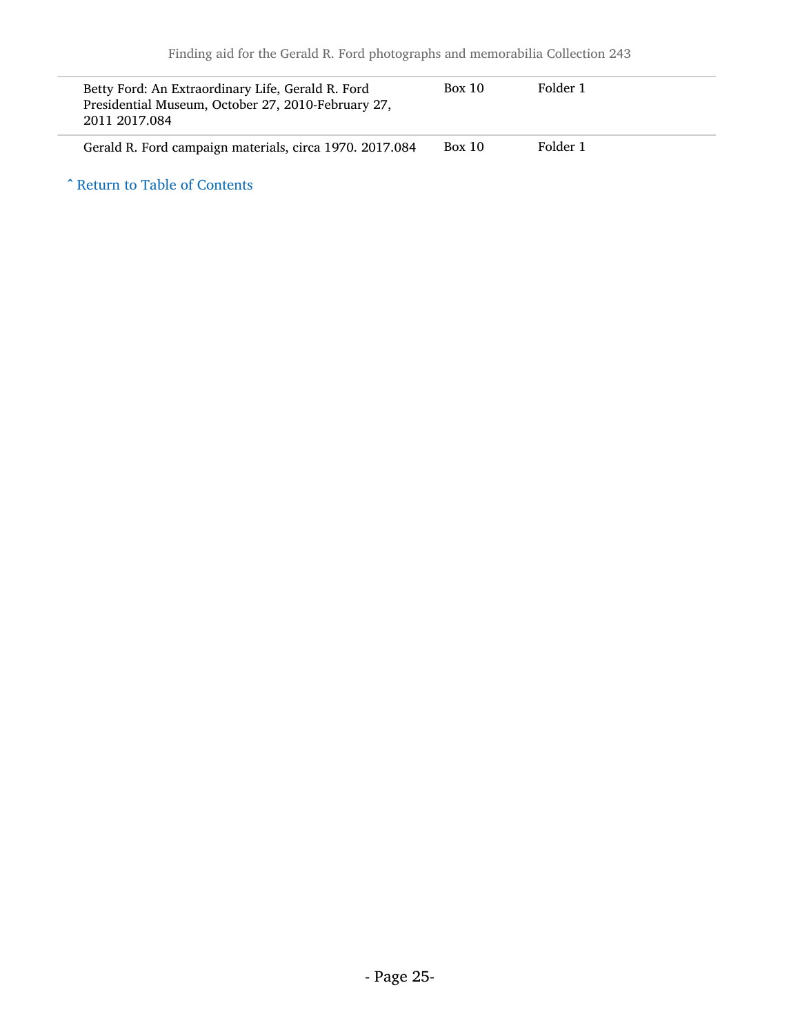| | | |
|---|---|---|
| Betty Ford: An Extraordinary Life, Gerald R. Ford Presidential Museum, October 27, 2010-February 27, 2011 2017.084 | Box 10 | Folder 1 |
| Gerald R. Ford campaign materials, circa 1970. 2017.084 | Box 10 | Folder 1 |

ˆ Return to Table of Contents